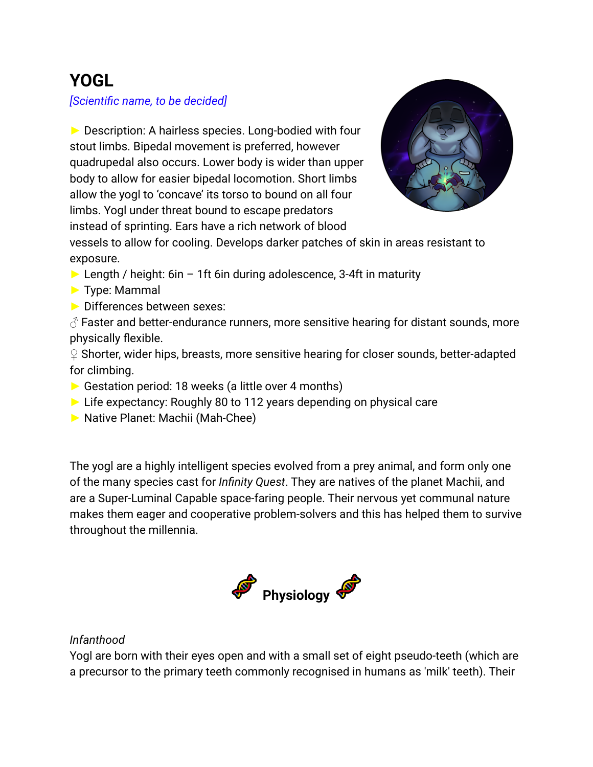# YOGL

*[Scientific name, to be decided]*

- Description: A hairless species. Long-bodied with four stout limbs. Bipedal movement is preferred, however quadrupedal also occurs. Lower body is wider than upper body to allow for easier bipedal locomotion. Short limbs allow the yogl to 'concave' its torso to bound on all four limbs. Yogl under threat bound to escape predators instead of sprinting. Ears have a rich network of blood vessels to allow for cooling. Develops darker patches of skin in areas resistant to exposure.
- Length / height: 6in – 1ft 6in during adolescence, 3-4ft in maturity
- Type: Mammal
- Differences between sexes:

♂ Faster and better-endurance runners, more sensitive hearing for distant sounds, more physically flexible.

♀ Shorter, wider hips, breasts, more sensitive hearing for closer sounds, better-adapted for climbing.

- Gestation period: 18 weeks (a little over 4 months)
- Life expectancy: Roughly 80 to 112 years depending on physical care
- Native Planet: Machii (Mah-Chee)

The yogl are a highly intelligent species evolved from a prey animal, and form only one of the many species cast for *Infinity Quest*. They are natives of the planet Machii, and are a Super-Luminal Capable space-faring people. Their nervous yet communal nature makes them eager and cooperative problem-solvers and this has helped them to survive throughout the millennia.

## 🧬 Physiology 🧬

*Infanthood*

Yogl are born with their eyes open and with a small set of eight pseudo-teeth (which are a precursor to the primary teeth commonly recognised in humans as 'milk' teeth). Their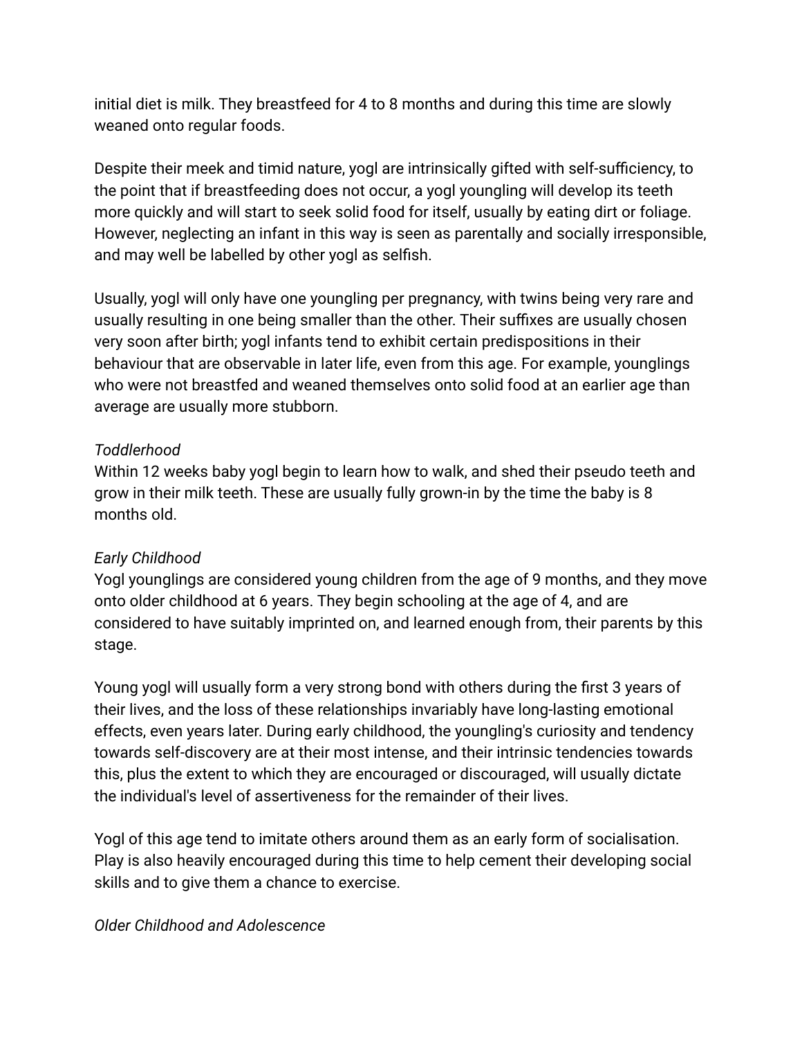initial diet is milk. They breastfeed for 4 to 8 months and during this time are slowly weaned onto regular foods.

Despite their meek and timid nature, yogl are intrinsically gifted with self-sufficiency, to the point that if breastfeeding does not occur, a yogl youngling will develop its teeth more quickly and will start to seek solid food for itself, usually by eating dirt or foliage. However, neglecting an infant in this way is seen as parentally and socially irresponsible, and may well be labelled by other yogl as selfish.

Usually, yogl will only have one youngling per pregnancy, with twins being very rare and usually resulting in one being smaller than the other. Their suffixes are usually chosen very soon after birth; yogl infants tend to exhibit certain predispositions in their behaviour that are observable in later life, even from this age. For example, younglings who were not breastfed and weaned themselves onto solid food at an earlier age than average are usually more stubborn.

*Toddlerhood*

Within 12 weeks baby yogl begin to learn how to walk, and shed their pseudo teeth and grow in their milk teeth. These are usually fully grown-in by the time the baby is 8 months old.

*Early Childhood*

Yogl younglings are considered young children from the age of 9 months, and they move onto older childhood at 6 years. They begin schooling at the age of 4, and are considered to have suitably imprinted on, and learned enough from, their parents by this stage.

Young yogl will usually form a very strong bond with others during the first 3 years of their lives, and the loss of these relationships invariably have long-lasting emotional effects, even years later. During early childhood, the youngling's curiosity and tendency towards self-discovery are at their most intense, and their intrinsic tendencies towards this, plus the extent to which they are encouraged or discouraged, will usually dictate the individual's level of assertiveness for the remainder of their lives.

Yogl of this age tend to imitate others around them as an early form of socialisation. Play is also heavily encouraged during this time to help cement their developing social skills and to give them a chance to exercise.

*Older Childhood and Adolescence*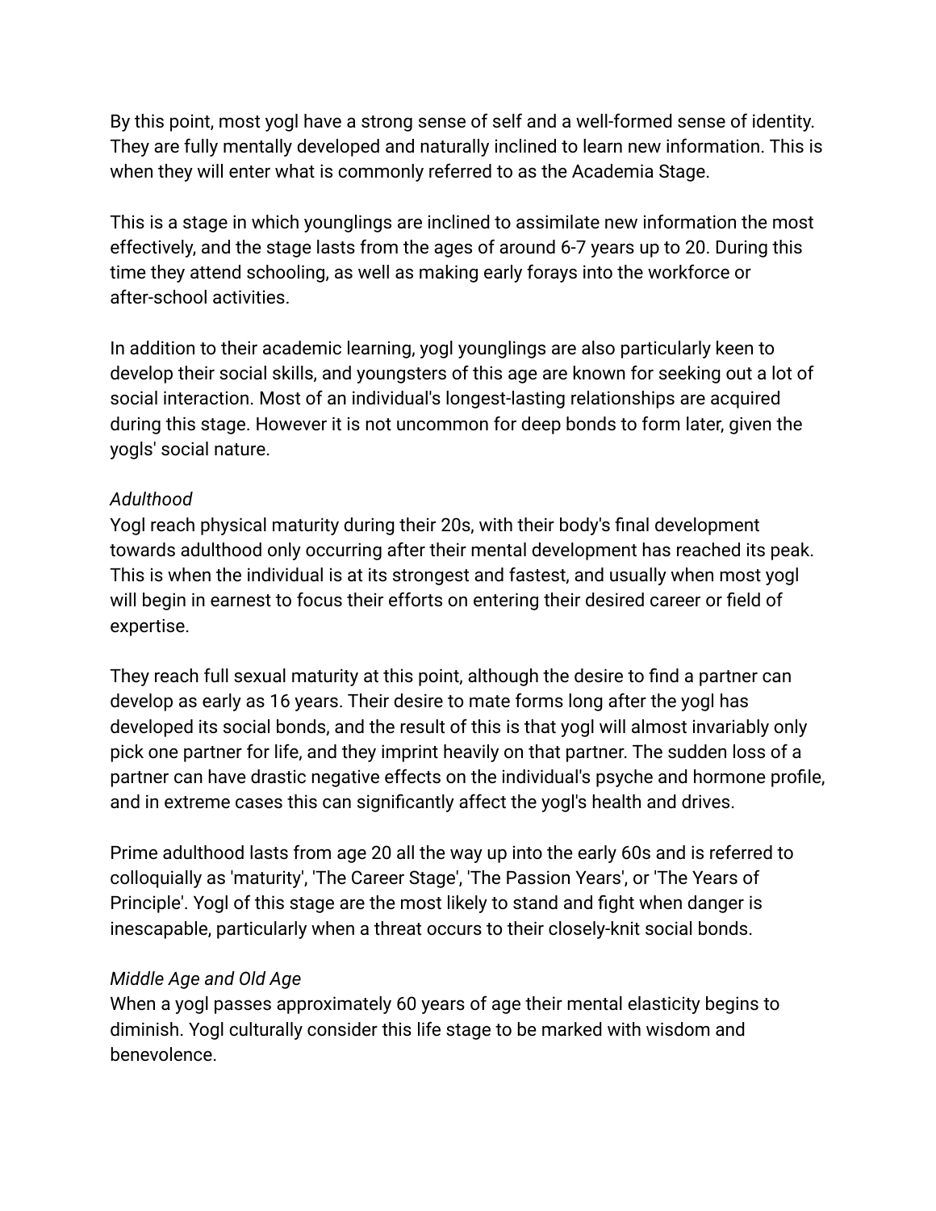By this point, most yogl have a strong sense of self and a well-formed sense of identity. They are fully mentally developed and naturally inclined to learn new information. This is when they will enter what is commonly referred to as the Academia Stage.

This is a stage in which younglings are inclined to assimilate new information the most effectively, and the stage lasts from the ages of around 6-7 years up to 20. During this time they attend schooling, as well as making early forays into the workforce or after-school activities.

In addition to their academic learning, yogl younglings are also particularly keen to develop their social skills, and youngsters of this age are known for seeking out a lot of social interaction. Most of an individual's longest-lasting relationships are acquired during this stage. However it is not uncommon for deep bonds to form later, given the yogls' social nature.

*Adulthood*

Yogl reach physical maturity during their 20s, with their body's final development towards adulthood only occurring after their mental development has reached its peak. This is when the individual is at its strongest and fastest, and usually when most yogl will begin in earnest to focus their efforts on entering their desired career or field of expertise.

They reach full sexual maturity at this point, although the desire to find a partner can develop as early as 16 years. Their desire to mate forms long after the yogl has developed its social bonds, and the result of this is that yogl will almost invariably only pick one partner for life, and they imprint heavily on that partner. The sudden loss of a partner can have drastic negative effects on the individual's psyche and hormone profile, and in extreme cases this can significantly affect the yogl's health and drives.

Prime adulthood lasts from age 20 all the way up into the early 60s and is referred to colloquially as 'maturity', 'The Career Stage', 'The Passion Years', or 'The Years of Principle'. Yogl of this stage are the most likely to stand and fight when danger is inescapable, particularly when a threat occurs to their closely-knit social bonds.

*Middle Age and Old Age*

When a yogl passes approximately 60 years of age their mental elasticity begins to diminish. Yogl culturally consider this life stage to be marked with wisdom and benevolence.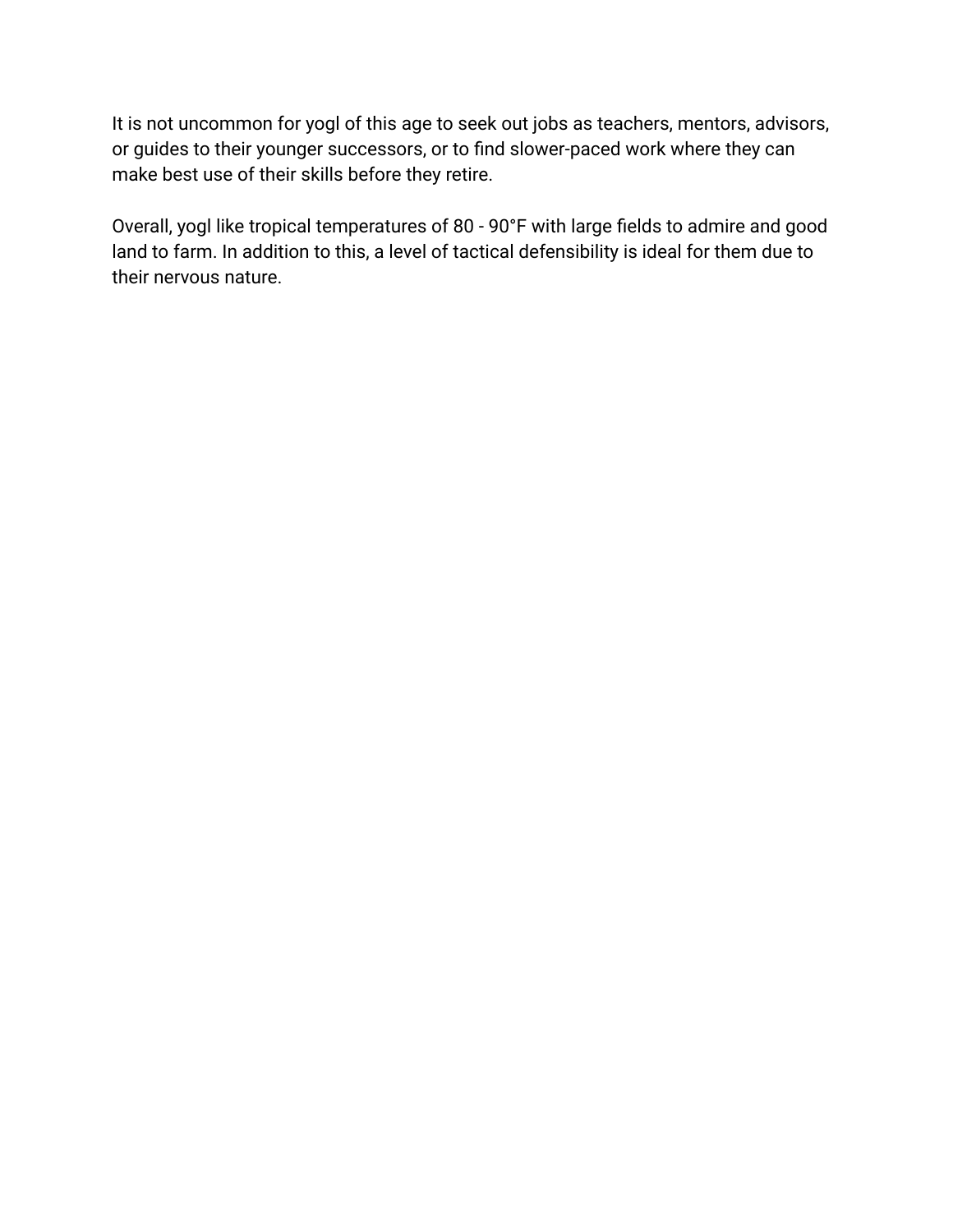It is not uncommon for yogl of this age to seek out jobs as teachers, mentors, advisors, or guides to their younger successors, or to find slower-paced work where they can make best use of their skills before they retire.

Overall, yogl like tropical temperatures of 80 - 90°F with large fields to admire and good land to farm. In addition to this, a level of tactical defensibility is ideal for them due to their nervous nature.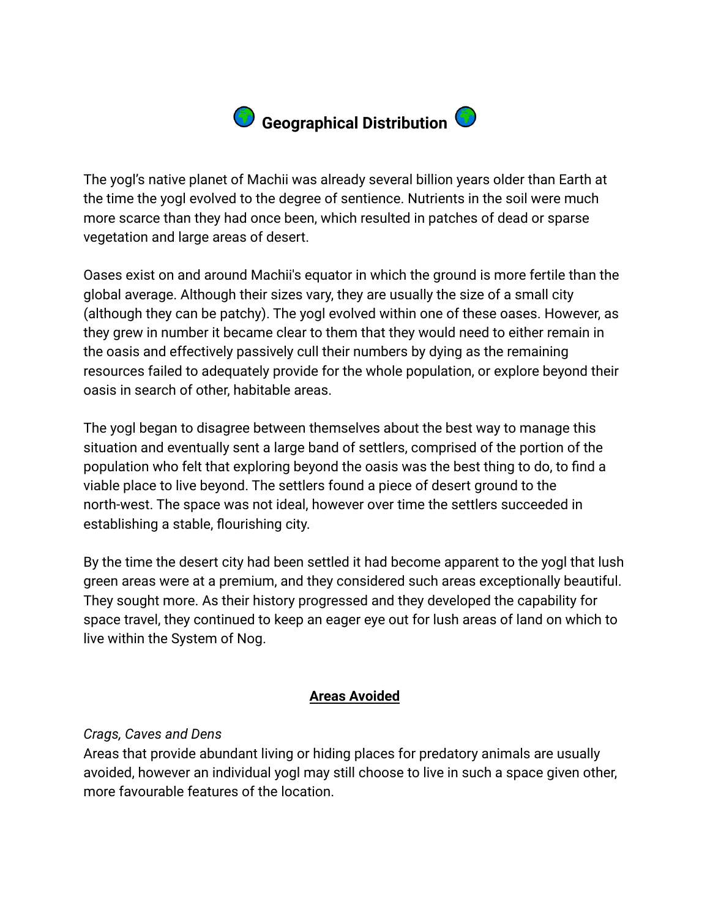# 🌍 Geographical Distribution 🌍

The yogl's native planet of Machii was already several billion years older than Earth at the time the yogl evolved to the degree of sentience. Nutrients in the soil were much more scarce than they had once been, which resulted in patches of dead or sparse vegetation and large areas of desert.

Oases exist on and around Machii's equator in which the ground is more fertile than the global average. Although their sizes vary, they are usually the size of a small city (although they can be patchy). The yogl evolved within one of these oases. However, as they grew in number it became clear to them that they would need to either remain in the oasis and effectively passively cull their numbers by dying as the remaining resources failed to adequately provide for the whole population, or explore beyond their oasis in search of other, habitable areas.

The yogl began to disagree between themselves about the best way to manage this situation and eventually sent a large band of settlers, comprised of the portion of the population who felt that exploring beyond the oasis was the best thing to do, to find a viable place to live beyond. The settlers found a piece of desert ground to the north-west. The space was not ideal, however over time the settlers succeeded in establishing a stable, flourishing city.

By the time the desert city had been settled it had become apparent to the yogl that lush green areas were at a premium, and they considered such areas exceptionally beautiful. They sought more. As their history progressed and they developed the capability for space travel, they continued to keep an eager eye out for lush areas of land on which to live within the System of Nog.

## Areas Avoided

*Crags, Caves and Dens*

Areas that provide abundant living or hiding places for predatory animals are usually avoided, however an individual yogl may still choose to live in such a space given other, more favourable features of the location.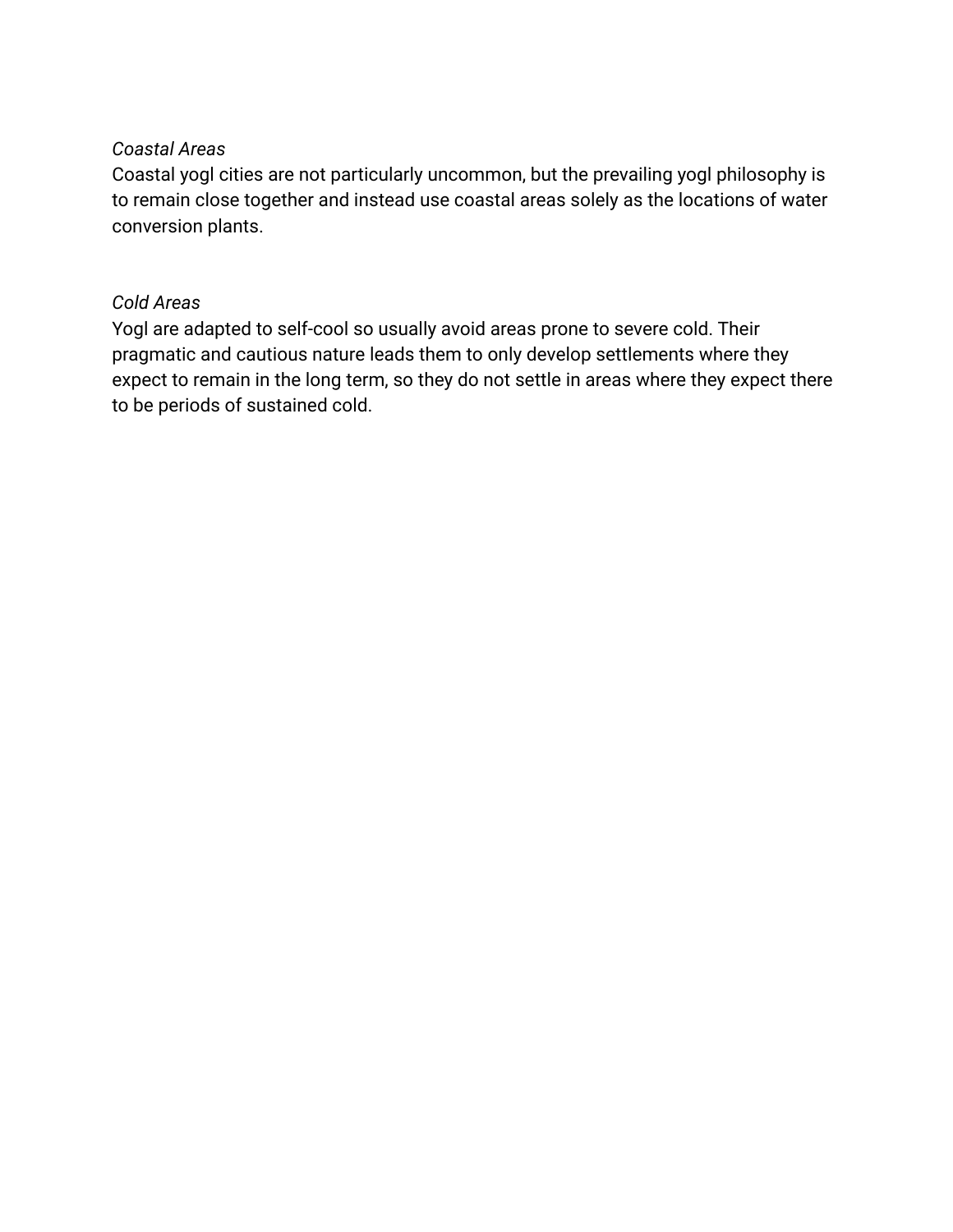*Coastal Areas*

Coastal yogl cities are not particularly uncommon, but the prevailing yogl philosophy is to remain close together and instead use coastal areas solely as the locations of water conversion plants.

*Cold Areas*

Yogl are adapted to self-cool so usually avoid areas prone to severe cold. Their pragmatic and cautious nature leads them to only develop settlements where they expect to remain in the long term, so they do not settle in areas where they expect there to be periods of sustained cold.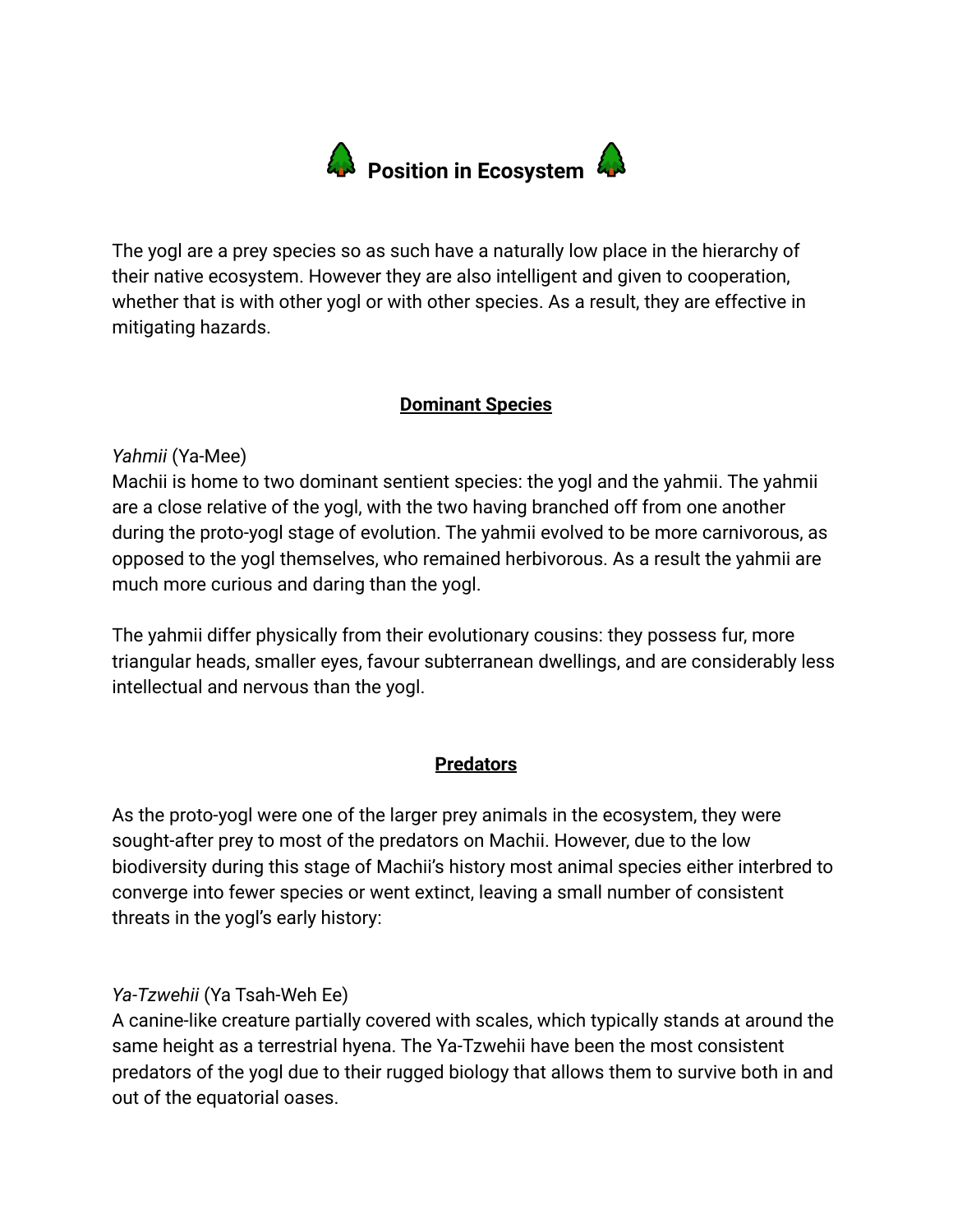# 🌲 Position in Ecosystem 🌲

The yogl are a prey species so as such have a naturally low place in the hierarchy of their native ecosystem. However they are also intelligent and given to cooperation, whether that is with other yogl or with other species. As a result, they are effective in mitigating hazards.

## <u>Dominant Species</u>

*Yahmii* (Ya-Mee)
Machii is home to two dominant sentient species: the yogl and the yahmii. The yahmii are a close relative of the yogl, with the two having branched off from one another during the proto-yogl stage of evolution. The yahmii evolved to be more carnivorous, as opposed to the yogl themselves, who remained herbivorous. As a result the yahmii are much more curious and daring than the yogl.

The yahmii differ physically from their evolutionary cousins: they possess fur, more triangular heads, smaller eyes, favour subterranean dwellings, and are considerably less intellectual and nervous than the yogl.

## <u>Predators</u>

As the proto-yogl were one of the larger prey animals in the ecosystem, they were sought-after prey to most of the predators on Machii. However, due to the low biodiversity during this stage of Machii's history most animal species either interbred to converge into fewer species or went extinct, leaving a small number of consistent threats in the yogl's early history:

*Ya-Tzwehii* (Ya Tsah-Weh Ee)
A canine-like creature partially covered with scales, which typically stands at around the same height as a terrestrial hyena. The Ya-Tzwehii have been the most consistent predators of the yogl due to their rugged biology that allows them to survive both in and out of the equatorial oases.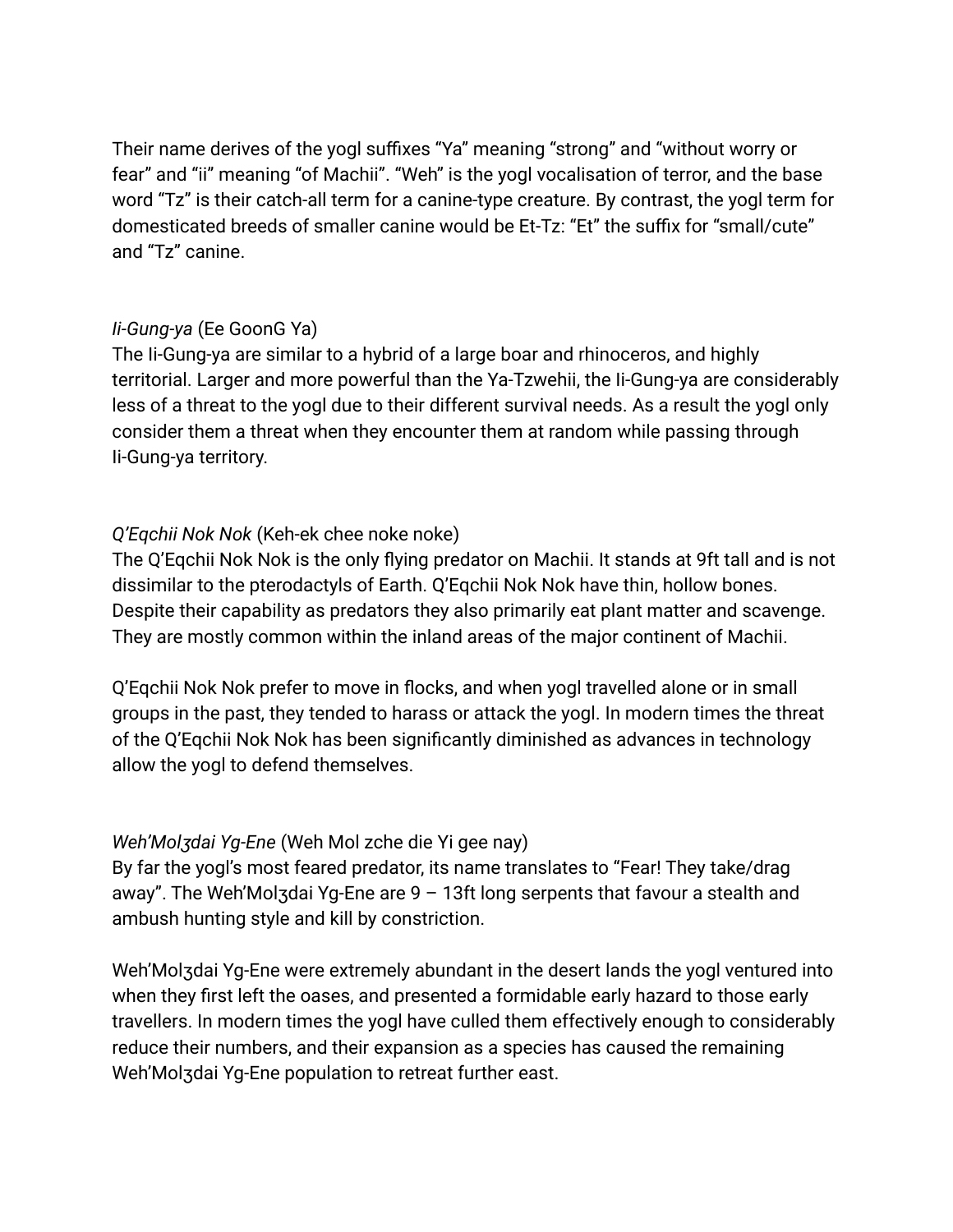Their name derives of the yogl suffixes “Ya” meaning “strong” and “without worry or fear” and “ii” meaning “of Machii”. “Weh” is the yogl vocalisation of terror, and the base word “Tz” is their catch-all term for a canine-type creature. By contrast, the yogl term for domesticated breeds of smaller canine would be Et-Tz: “Et” the suffix for “small/cute” and “Tz” canine.

*Ii-Gung-ya* (Ee GoonG Ya)
The Ii-Gung-ya are similar to a hybrid of a large boar and rhinoceros, and highly territorial. Larger and more powerful than the Ya-Tzwehii, the Ii-Gung-ya are considerably less of a threat to the yogl due to their different survival needs. As a result the yogl only consider them a threat when they encounter them at random while passing through Ii-Gung-ya territory.

*Q’Eqchii Nok Nok* (Keh-ek chee noke noke)
The Q’Eqchii Nok Nok is the only flying predator on Machii. It stands at 9ft tall and is not dissimilar to the pterodactyls of Earth. Q’Eqchii Nok Nok have thin, hollow bones. Despite their capability as predators they also primarily eat plant matter and scavenge. They are mostly common within the inland areas of the major continent of Machii.

Q’Eqchii Nok Nok prefer to move in flocks, and when yogl travelled alone or in small groups in the past, they tended to harass or attack the yogl. In modern times the threat of the Q’Eqchii Nok Nok has been significantly diminished as advances in technology allow the yogl to defend themselves.

*Weh’Molʒdai Yg-Ene* (Weh Mol zche die Yi gee nay)
By far the yogl’s most feared predator, its name translates to “Fear! They take/drag away”. The Weh’Molʒdai Yg-Ene are 9 – 13ft long serpents that favour a stealth and ambush hunting style and kill by constriction.

Weh’Molʒdai Yg-Ene were extremely abundant in the desert lands the yogl ventured into when they first left the oases, and presented a formidable early hazard to those early travellers. In modern times the yogl have culled them effectively enough to considerably reduce their numbers, and their expansion as a species has caused the remaining Weh’Molʒdai Yg-Ene population to retreat further east.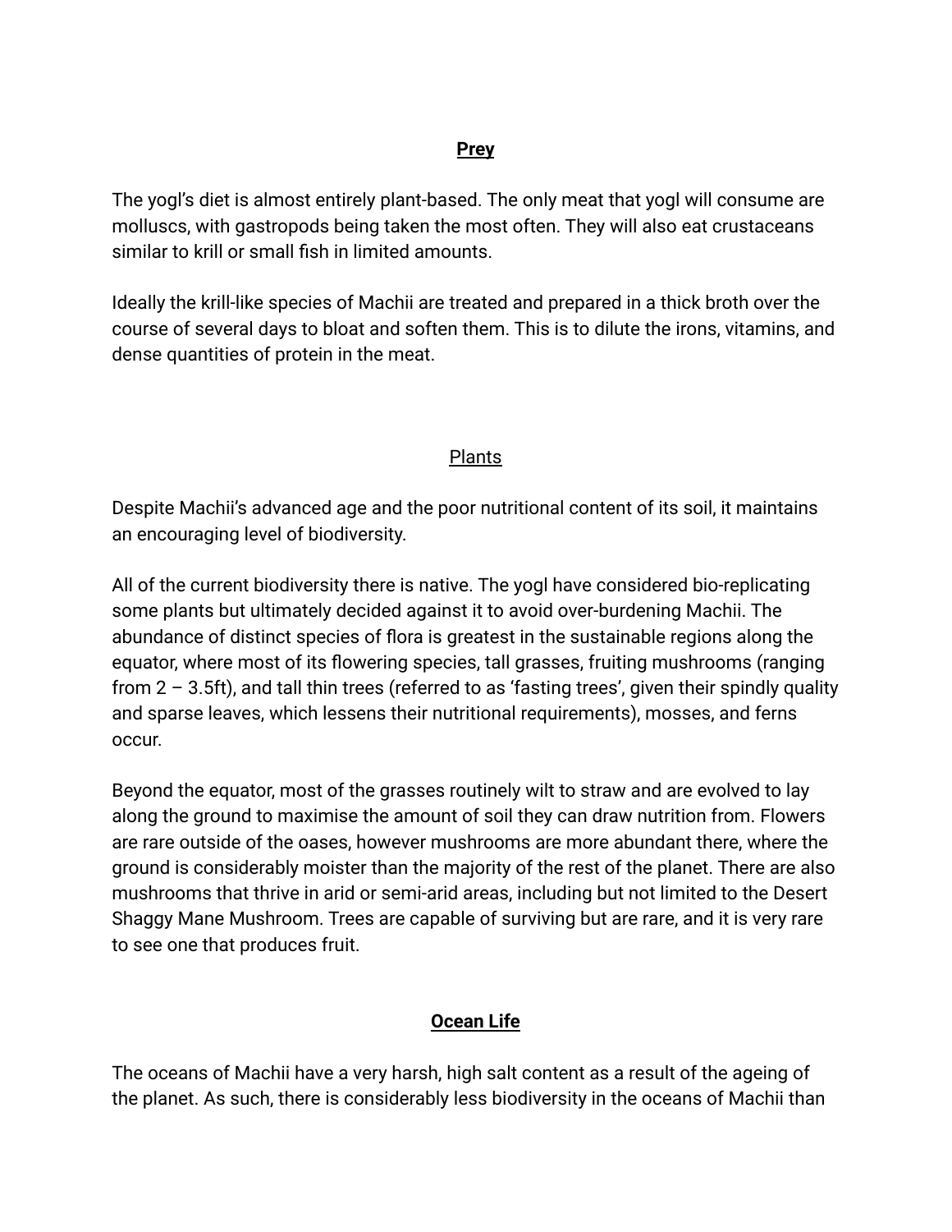## Prey

The yogl's diet is almost entirely plant-based. The only meat that yogl will consume are molluscs, with gastropods being taken the most often. They will also eat crustaceans similar to krill or small fish in limited amounts.

Ideally the krill-like species of Machii are treated and prepared in a thick broth over the course of several days to bloat and soften them. This is to dilute the irons, vitamins, and dense quantities of protein in the meat.

## Plants

Despite Machii's advanced age and the poor nutritional content of its soil, it maintains an encouraging level of biodiversity.

All of the current biodiversity there is native. The yogl have considered bio-replicating some plants but ultimately decided against it to avoid over-burdening Machii. The abundance of distinct species of flora is greatest in the sustainable regions along the equator, where most of its flowering species, tall grasses, fruiting mushrooms (ranging from 2 – 3.5ft), and tall thin trees (referred to as 'fasting trees', given their spindly quality and sparse leaves, which lessens their nutritional requirements), mosses, and ferns occur.

Beyond the equator, most of the grasses routinely wilt to straw and are evolved to lay along the ground to maximise the amount of soil they can draw nutrition from. Flowers are rare outside of the oases, however mushrooms are more abundant there, where the ground is considerably moister than the majority of the rest of the planet. There are also mushrooms that thrive in arid or semi-arid areas, including but not limited to the Desert Shaggy Mane Mushroom. Trees are capable of surviving but are rare, and it is very rare to see one that produces fruit.

## Ocean Life

The oceans of Machii have a very harsh, high salt content as a result of the ageing of the planet. As such, there is considerably less biodiversity in the oceans of Machii than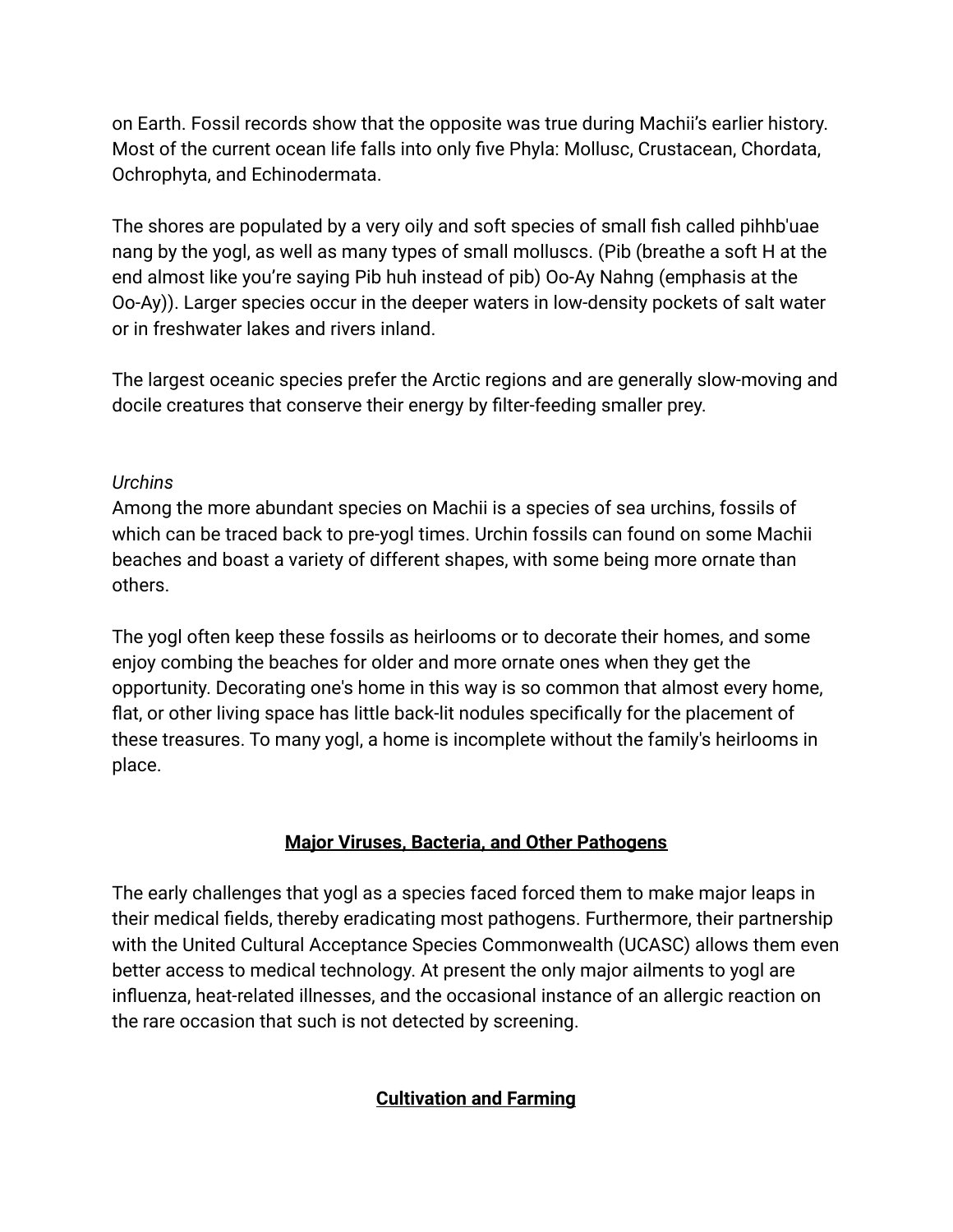on Earth. Fossil records show that the opposite was true during Machii's earlier history. Most of the current ocean life falls into only five Phyla: Mollusc, Crustacean, Chordata, Ochrophyta, and Echinodermata.

The shores are populated by a very oily and soft species of small fish called pihhb'uae nang by the yogl, as well as many types of small molluscs. (Pib (breathe a soft H at the end almost like you're saying Pib huh instead of pib) Oo-Ay Nahng (emphasis at the Oo-Ay)). Larger species occur in the deeper waters in low-density pockets of salt water or in freshwater lakes and rivers inland.

The largest oceanic species prefer the Arctic regions and are generally slow-moving and docile creatures that conserve their energy by filter-feeding smaller prey.

*Urchins*

Among the more abundant species on Machii is a species of sea urchins, fossils of which can be traced back to pre-yogl times. Urchin fossils can found on some Machii beaches and boast a variety of different shapes, with some being more ornate than others.

The yogl often keep these fossils as heirlooms or to decorate their homes, and some enjoy combing the beaches for older and more ornate ones when they get the opportunity. Decorating one's home in this way is so common that almost every home, flat, or other living space has little back-lit nodules specifically for the placement of these treasures. To many yogl, a home is incomplete without the family's heirlooms in place.

## **Major Viruses, Bacteria, and Other Pathogens**

The early challenges that yogl as a species faced forced them to make major leaps in their medical fields, thereby eradicating most pathogens. Furthermore, their partnership with the United Cultural Acceptance Species Commonwealth (UCASC) allows them even better access to medical technology. At present the only major ailments to yogl are influenza, heat-related illnesses, and the occasional instance of an allergic reaction on the rare occasion that such is not detected by screening.

## **Cultivation and Farming**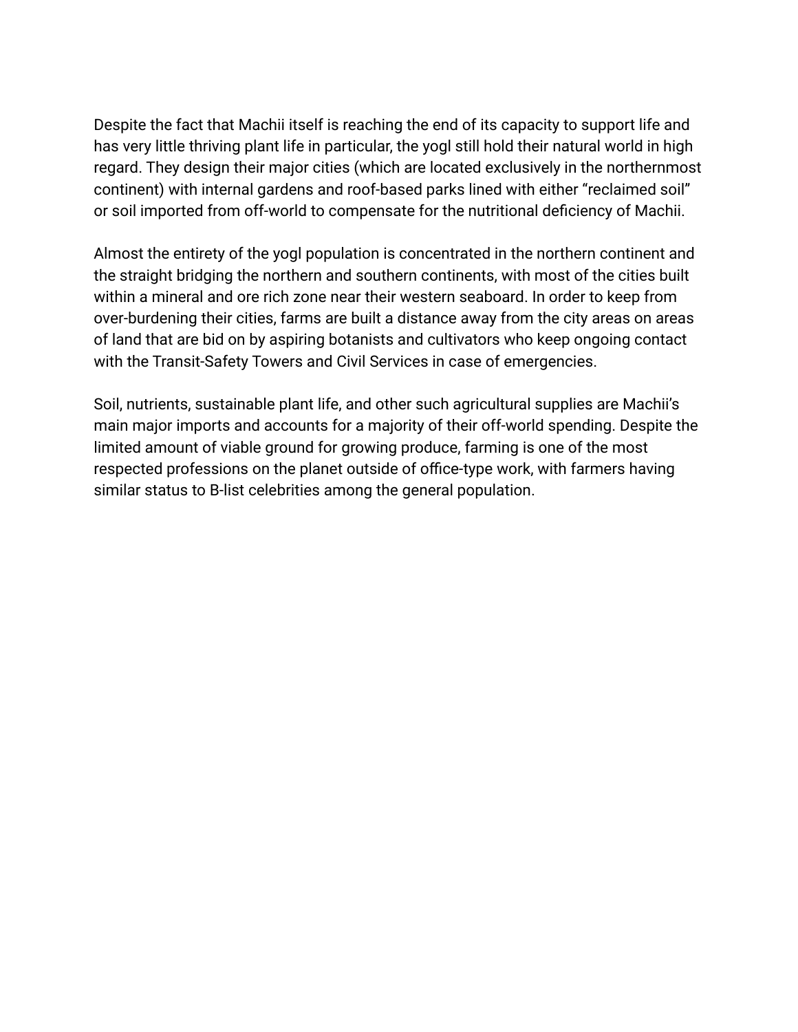Despite the fact that Machii itself is reaching the end of its capacity to support life and has very little thriving plant life in particular, the yogl still hold their natural world in high regard. They design their major cities (which are located exclusively in the northernmost continent) with internal gardens and roof-based parks lined with either "reclaimed soil" or soil imported from off-world to compensate for the nutritional deficiency of Machii.

Almost the entirety of the yogl population is concentrated in the northern continent and the straight bridging the northern and southern continents, with most of the cities built within a mineral and ore rich zone near their western seaboard. In order to keep from over-burdening their cities, farms are built a distance away from the city areas on areas of land that are bid on by aspiring botanists and cultivators who keep ongoing contact with the Transit-Safety Towers and Civil Services in case of emergencies.

Soil, nutrients, sustainable plant life, and other such agricultural supplies are Machii's main major imports and accounts for a majority of their off-world spending. Despite the limited amount of viable ground for growing produce, farming is one of the most respected professions on the planet outside of office-type work, with farmers having similar status to B-list celebrities among the general population.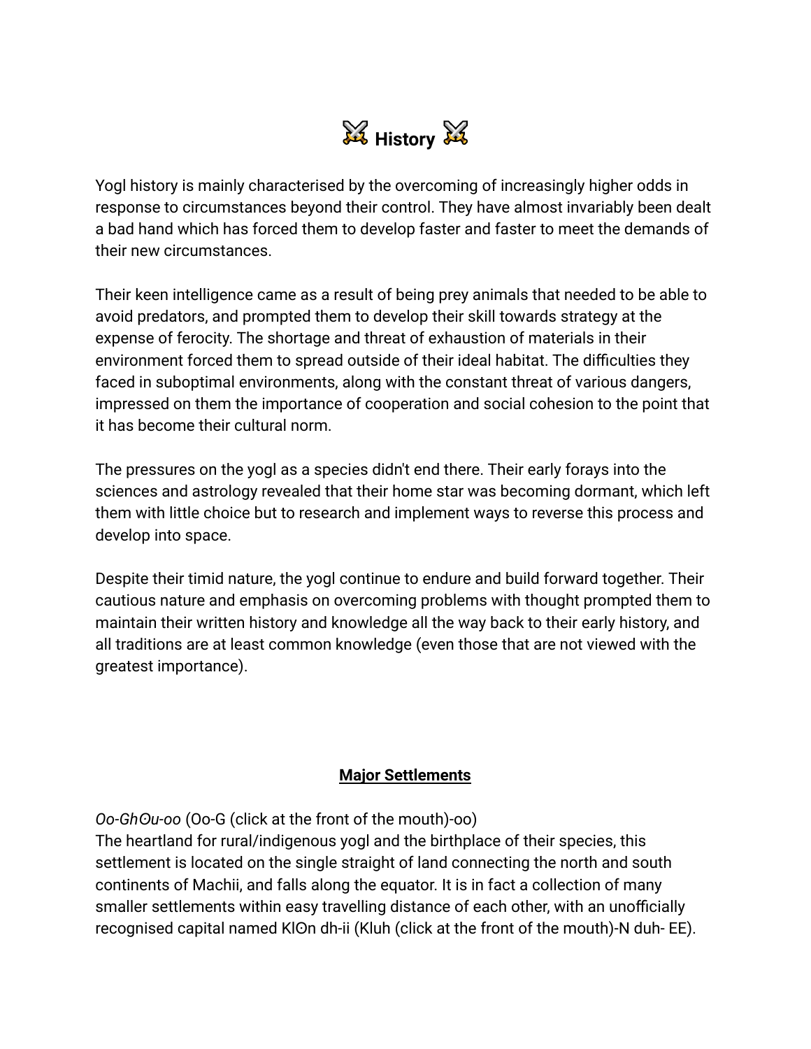# ⚔️ History ⚔️

Yogl history is mainly characterised by the overcoming of increasingly higher odds in response to circumstances beyond their control. They have almost invariably been dealt a bad hand which has forced them to develop faster and faster to meet the demands of their new circumstances.

Their keen intelligence came as a result of being prey animals that needed to be able to avoid predators, and prompted them to develop their skill towards strategy at the expense of ferocity. The shortage and threat of exhaustion of materials in their environment forced them to spread outside of their ideal habitat. The difficulties they faced in suboptimal environments, along with the constant threat of various dangers, impressed on them the importance of cooperation and social cohesion to the point that it has become their cultural norm.

The pressures on the yogl as a species didn't end there. Their early forays into the sciences and astrology revealed that their home star was becoming dormant, which left them with little choice but to research and implement ways to reverse this process and develop into space.

Despite their timid nature, the yogl continue to endure and build forward together. Their cautious nature and emphasis on overcoming problems with thought prompted them to maintain their written history and knowledge all the way back to their early history, and all traditions are at least common knowledge (even those that are not viewed with the greatest importance).

## Major Settlements

*Oo-Ghʘu-oo* (Oo-G (click at the front of the mouth)-oo)
The heartland for rural/indigenous yogl and the birthplace of their species, this settlement is located on the single straight of land connecting the north and south continents of Machii, and falls along the equator. It is in fact a collection of many smaller settlements within easy travelling distance of each other, with an unofficially recognised capital named Klʘn dh-ii (Kluh (click at the front of the mouth)-N duh- EE).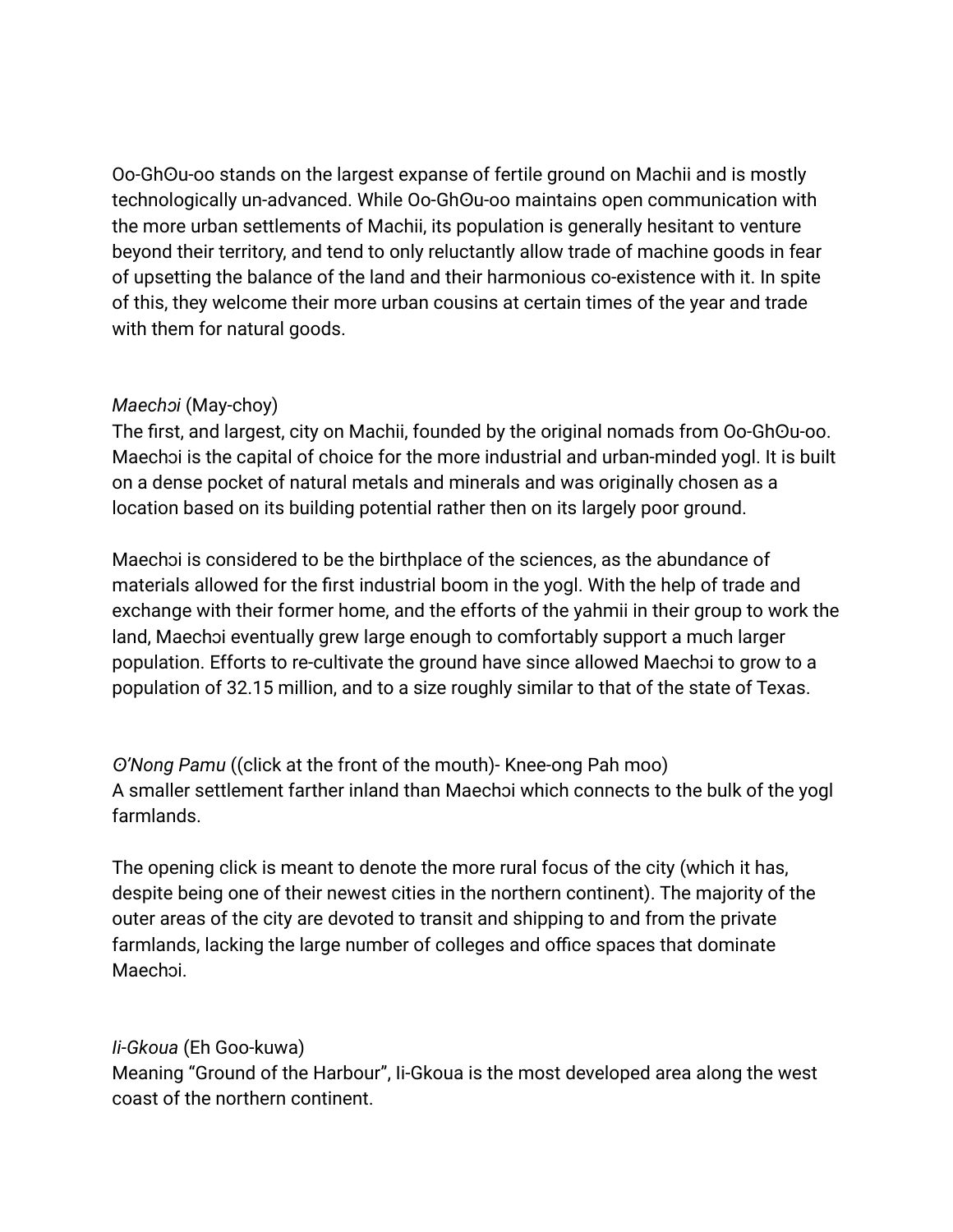Oo-Ghϴu-oo stands on the largest expanse of fertile ground on Machii and is mostly technologically un-advanced. While Oo-Ghϴu-oo maintains open communication with the more urban settlements of Machii, its population is generally hesitant to venture beyond their territory, and tend to only reluctantly allow trade of machine goods in fear of upsetting the balance of the land and their harmonious co-existence with it. In spite of this, they welcome their more urban cousins at certain times of the year and trade with them for natural goods.

*Maechɔi* (May-choy)
The first, and largest, city on Machii, founded by the original nomads from Oo-Ghϴu-oo. Maechɔi is the capital of choice for the more industrial and urban-minded yogl. It is built on a dense pocket of natural metals and minerals and was originally chosen as a location based on its building potential rather then on its largely poor ground.

Maechɔi is considered to be the birthplace of the sciences, as the abundance of materials allowed for the first industrial boom in the yogl. With the help of trade and exchange with their former home, and the efforts of the yahmii in their group to work the land, Maechɔi eventually grew large enough to comfortably support a much larger population. Efforts to re-cultivate the ground have since allowed Maechɔi to grow to a population of 32.15 million, and to a size roughly similar to that of the state of Texas.

*ϴ'Nong Pamu* ((click at the front of the mouth)- Knee-ong Pah moo)
A smaller settlement farther inland than Maechɔi which connects to the bulk of the yogl farmlands.

The opening click is meant to denote the more rural focus of the city (which it has, despite being one of their newest cities in the northern continent). The majority of the outer areas of the city are devoted to transit and shipping to and from the private farmlands, lacking the large number of colleges and office spaces that dominate Maechɔi.

*Ii-Gkoua* (Eh Goo-kuwa)
Meaning "Ground of the Harbour", Ii-Gkoua is the most developed area along the west coast of the northern continent.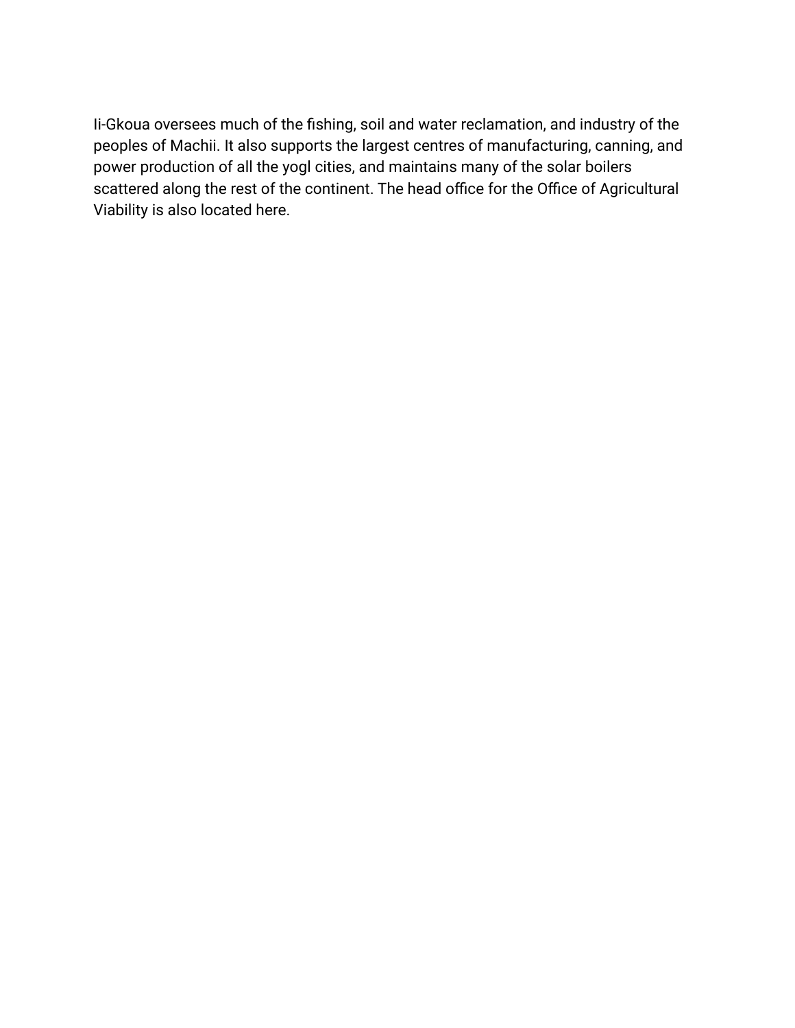Ii-Gkoua oversees much of the fishing, soil and water reclamation, and industry of the peoples of Machii. It also supports the largest centres of manufacturing, canning, and power production of all the yogl cities, and maintains many of the solar boilers scattered along the rest of the continent. The head office for the Office of Agricultural Viability is also located here.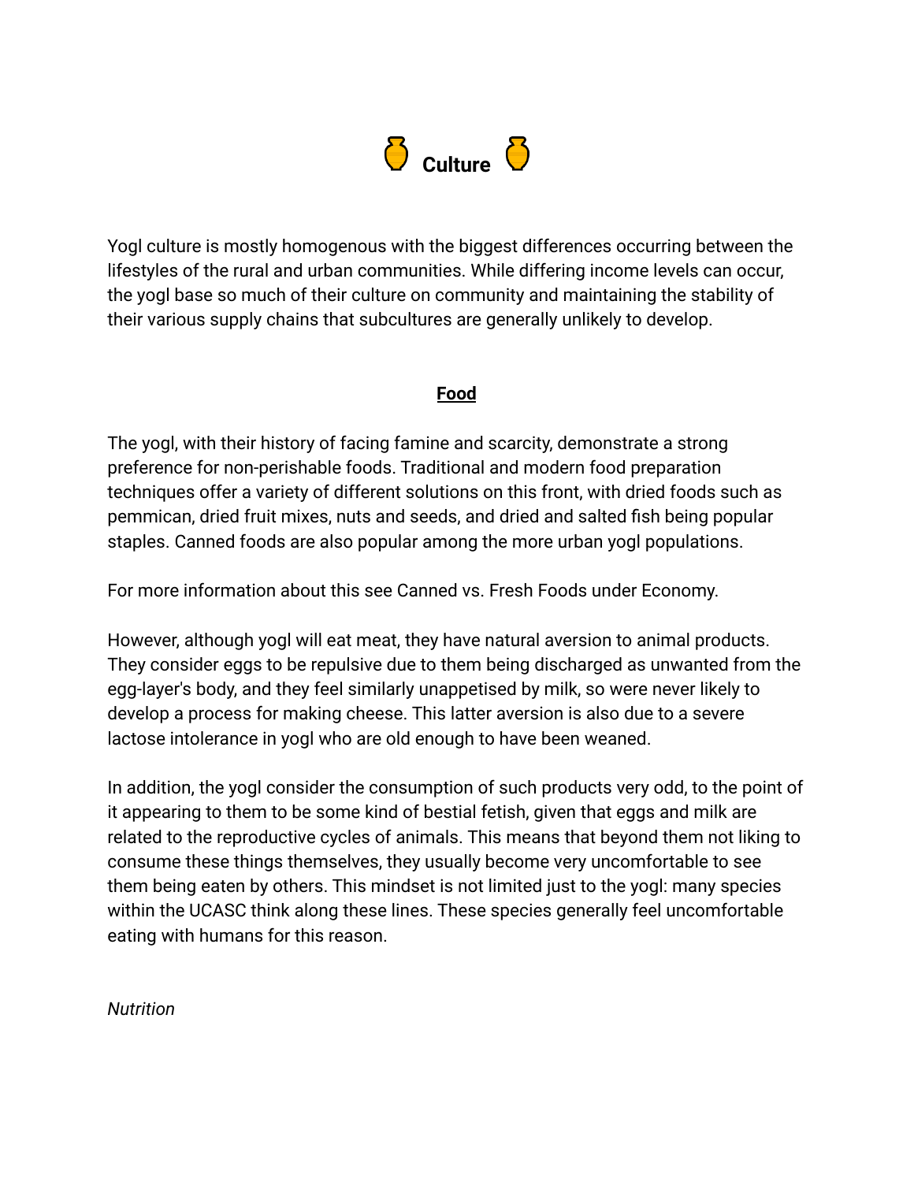# 🏺 Culture 🏺

Yogl culture is mostly homogenous with the biggest differences occurring between the lifestyles of the rural and urban communities. While differing income levels can occur, the yogl base so much of their culture on community and maintaining the stability of their various supply chains that subcultures are generally unlikely to develop.

## Food

The yogl, with their history of facing famine and scarcity, demonstrate a strong preference for non-perishable foods. Traditional and modern food preparation techniques offer a variety of different solutions on this front, with dried foods such as pemmican, dried fruit mixes, nuts and seeds, and dried and salted fish being popular staples. Canned foods are also popular among the more urban yogl populations.

For more information about this see Canned vs. Fresh Foods under Economy.

However, although yogl will eat meat, they have natural aversion to animal products. They consider eggs to be repulsive due to them being discharged as unwanted from the egg-layer's body, and they feel similarly unappetised by milk, so were never likely to develop a process for making cheese. This latter aversion is also due to a severe lactose intolerance in yogl who are old enough to have been weaned.

In addition, the yogl consider the consumption of such products very odd, to the point of it appearing to them to be some kind of bestial fetish, given that eggs and milk are related to the reproductive cycles of animals. This means that beyond them not liking to consume these things themselves, they usually become very uncomfortable to see them being eaten by others. This mindset is not limited just to the yogl: many species within the UCASC think along these lines. These species generally feel uncomfortable eating with humans for this reason.

*Nutrition*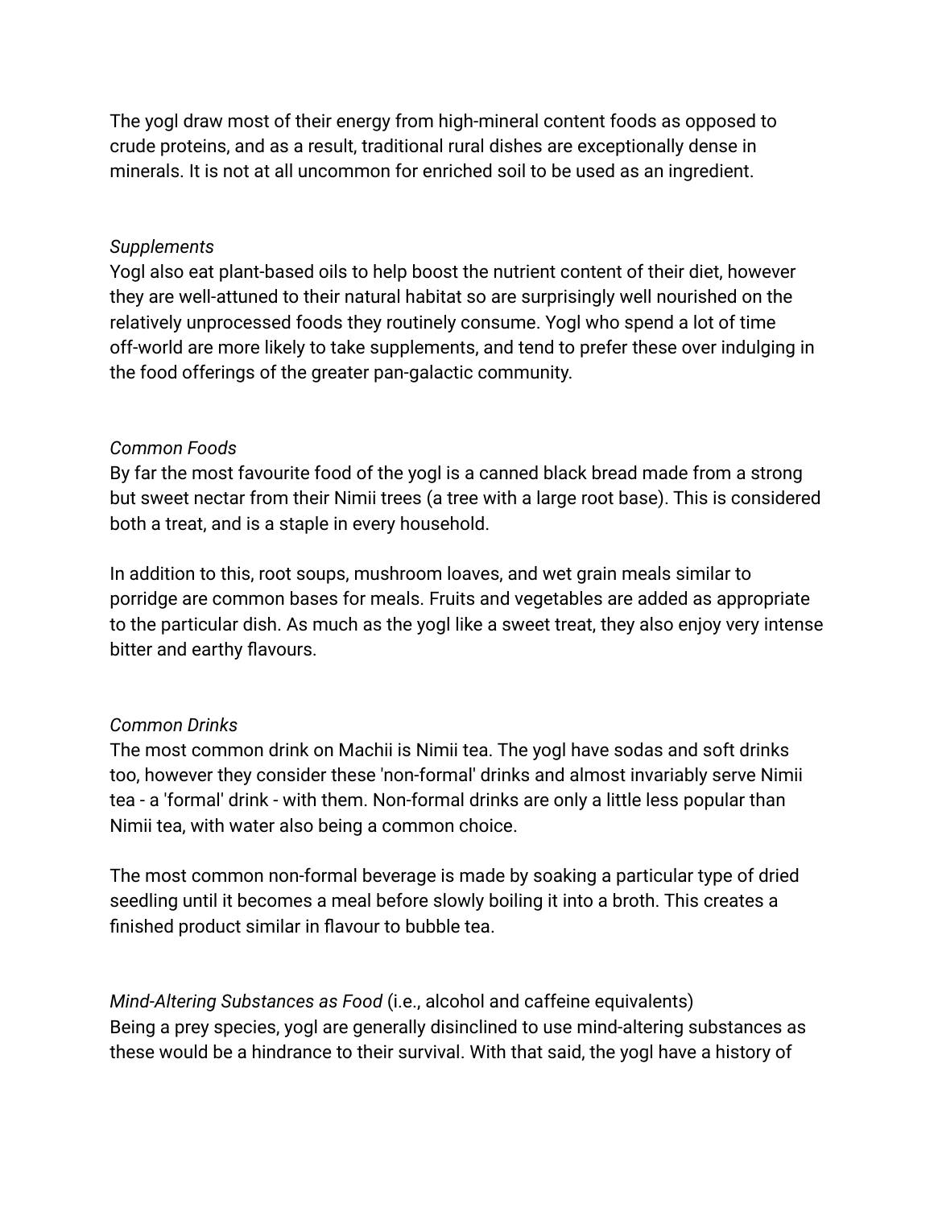The yogl draw most of their energy from high-mineral content foods as opposed to crude proteins, and as a result, traditional rural dishes are exceptionally dense in minerals. It is not at all uncommon for enriched soil to be used as an ingredient.

*Supplements*

Yogl also eat plant-based oils to help boost the nutrient content of their diet, however they are well-attuned to their natural habitat so are surprisingly well nourished on the relatively unprocessed foods they routinely consume. Yogl who spend a lot of time off-world are more likely to take supplements, and tend to prefer these over indulging in the food offerings of the greater pan-galactic community.

*Common Foods*

By far the most favourite food of the yogl is a canned black bread made from a strong but sweet nectar from their Nimii trees (a tree with a large root base). This is considered both a treat, and is a staple in every household.

In addition to this, root soups, mushroom loaves, and wet grain meals similar to porridge are common bases for meals. Fruits and vegetables are added as appropriate to the particular dish. As much as the yogl like a sweet treat, they also enjoy very intense bitter and earthy flavours.

*Common Drinks*

The most common drink on Machii is Nimii tea. The yogl have sodas and soft drinks too, however they consider these 'non-formal' drinks and almost invariably serve Nimii tea - a 'formal' drink - with them. Non-formal drinks are only a little less popular than Nimii tea, with water also being a common choice.

The most common non-formal beverage is made by soaking a particular type of dried seedling until it becomes a meal before slowly boiling it into a broth. This creates a finished product similar in flavour to bubble tea.

*Mind-Altering Substances as Food* (i.e., alcohol and caffeine equivalents)

Being a prey species, yogl are generally disinclined to use mind-altering substances as these would be a hindrance to their survival. With that said, the yogl have a history of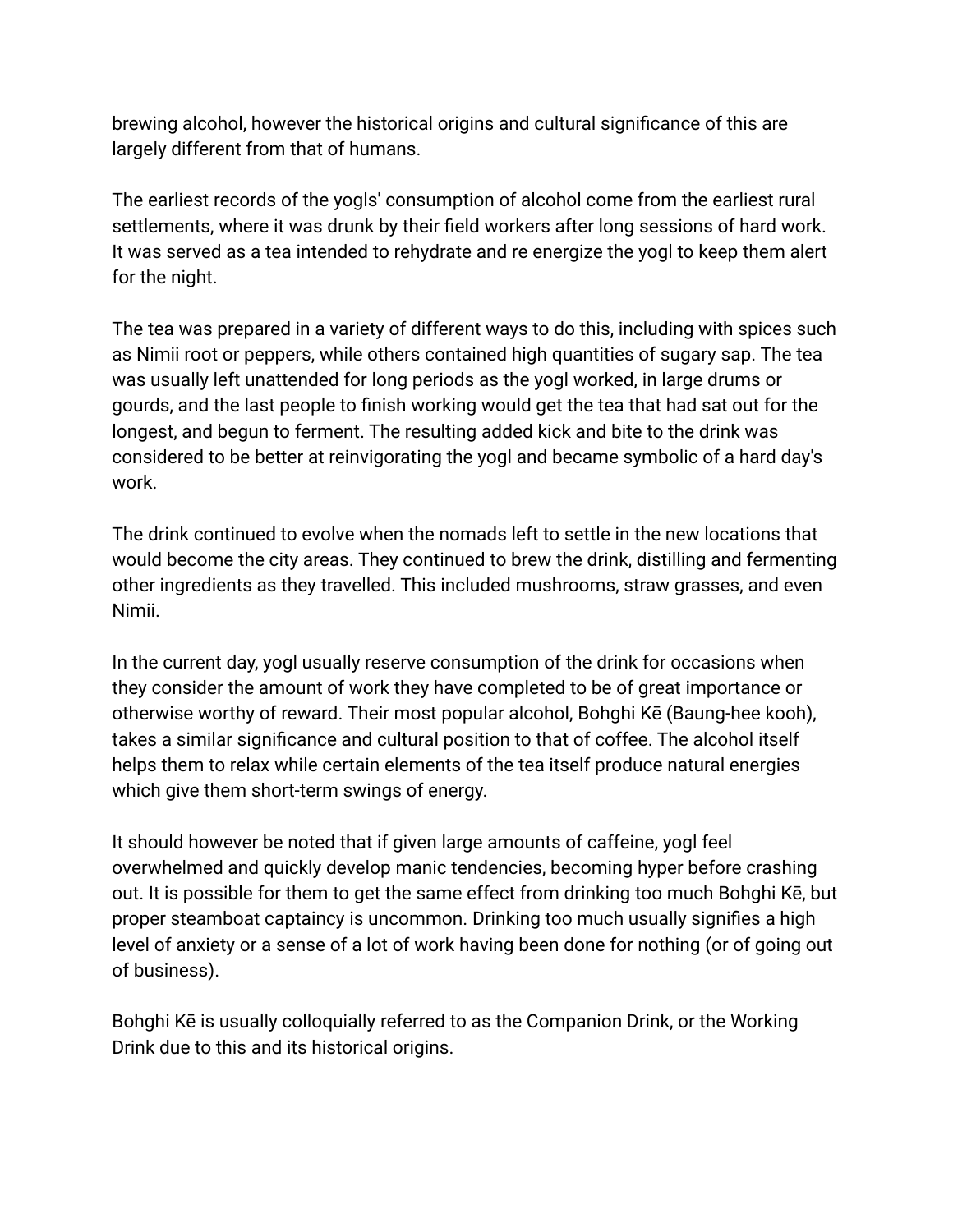brewing alcohol, however the historical origins and cultural significance of this are largely different from that of humans.

The earliest records of the yogls' consumption of alcohol come from the earliest rural settlements, where it was drunk by their field workers after long sessions of hard work. It was served as a tea intended to rehydrate and re energize the yogl to keep them alert for the night.

The tea was prepared in a variety of different ways to do this, including with spices such as Nimii root or peppers, while others contained high quantities of sugary sap. The tea was usually left unattended for long periods as the yogl worked, in large drums or gourds, and the last people to finish working would get the tea that had sat out for the longest, and begun to ferment. The resulting added kick and bite to the drink was considered to be better at reinvigorating the yogl and became symbolic of a hard day's work.

The drink continued to evolve when the nomads left to settle in the new locations that would become the city areas. They continued to brew the drink, distilling and fermenting other ingredients as they travelled. This included mushrooms, straw grasses, and even Nimii.

In the current day, yogl usually reserve consumption of the drink for occasions when they consider the amount of work they have completed to be of great importance or otherwise worthy of reward. Their most popular alcohol, Bohghi Kē (Baung-hee kooh), takes a similar significance and cultural position to that of coffee. The alcohol itself helps them to relax while certain elements of the tea itself produce natural energies which give them short-term swings of energy.

It should however be noted that if given large amounts of caffeine, yogl feel overwhelmed and quickly develop manic tendencies, becoming hyper before crashing out. It is possible for them to get the same effect from drinking too much Bohghi Kē, but proper steamboat captaincy is uncommon. Drinking too much usually signifies a high level of anxiety or a sense of a lot of work having been done for nothing (or of going out of business).

Bohghi Kē is usually colloquially referred to as the Companion Drink, or the Working Drink due to this and its historical origins.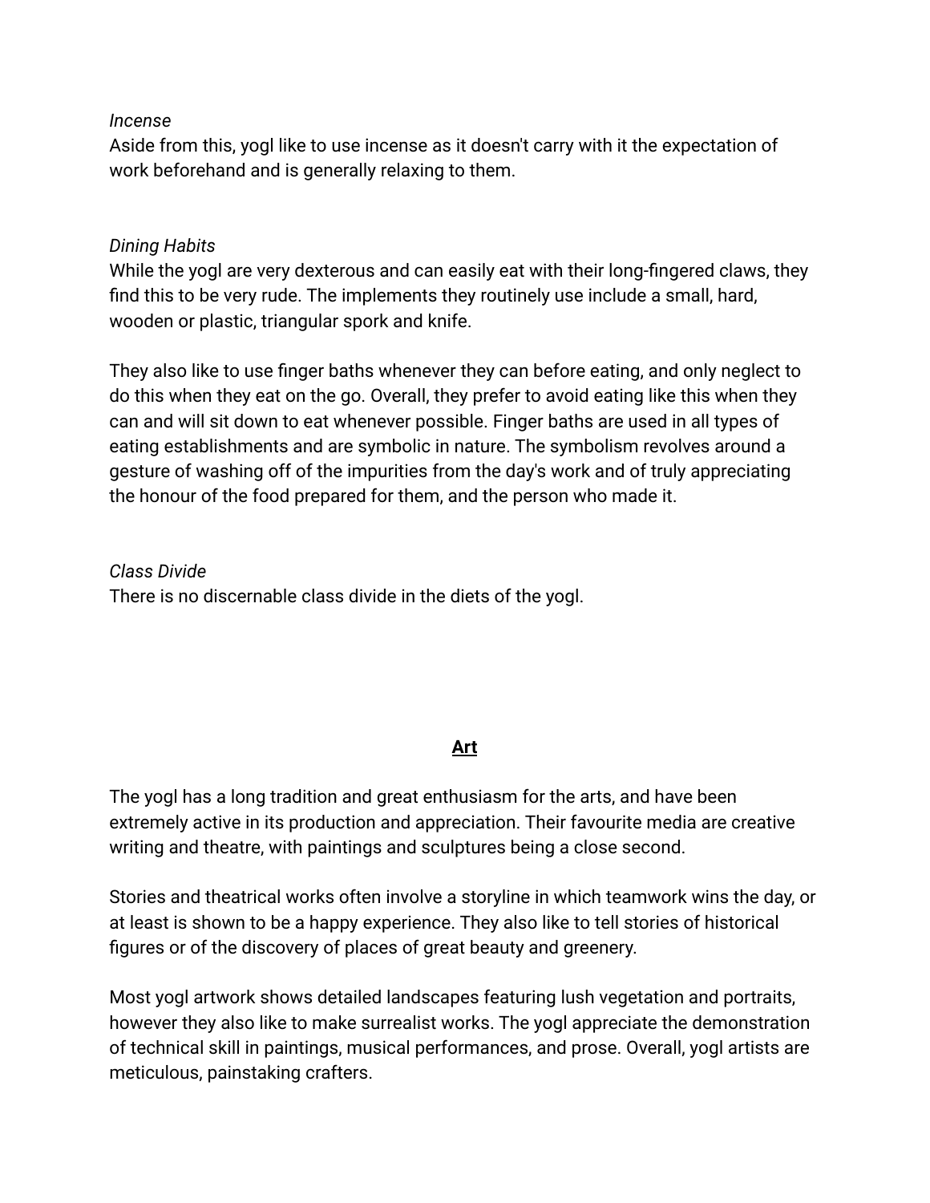*Incense*
Aside from this, yogl like to use incense as it doesn't carry with it the expectation of work beforehand and is generally relaxing to them.

*Dining Habits*
While the yogl are very dexterous and can easily eat with their long-fingered claws, they find this to be very rude. The implements they routinely use include a small, hard, wooden or plastic, triangular spork and knife.

They also like to use finger baths whenever they can before eating, and only neglect to do this when they eat on the go. Overall, they prefer to avoid eating like this when they can and will sit down to eat whenever possible. Finger baths are used in all types of eating establishments and are symbolic in nature. The symbolism revolves around a gesture of washing off of the impurities from the day's work and of truly appreciating the honour of the food prepared for them, and the person who made it.

*Class Divide*
There is no discernable class divide in the diets of the yogl.

## **Art**

The yogl has a long tradition and great enthusiasm for the arts, and have been extremely active in its production and appreciation. Their favourite media are creative writing and theatre, with paintings and sculptures being a close second.

Stories and theatrical works often involve a storyline in which teamwork wins the day, or at least is shown to be a happy experience. They also like to tell stories of historical figures or of the discovery of places of great beauty and greenery.

Most yogl artwork shows detailed landscapes featuring lush vegetation and portraits, however they also like to make surrealist works. The yogl appreciate the demonstration of technical skill in paintings, musical performances, and prose. Overall, yogl artists are meticulous, painstaking crafters.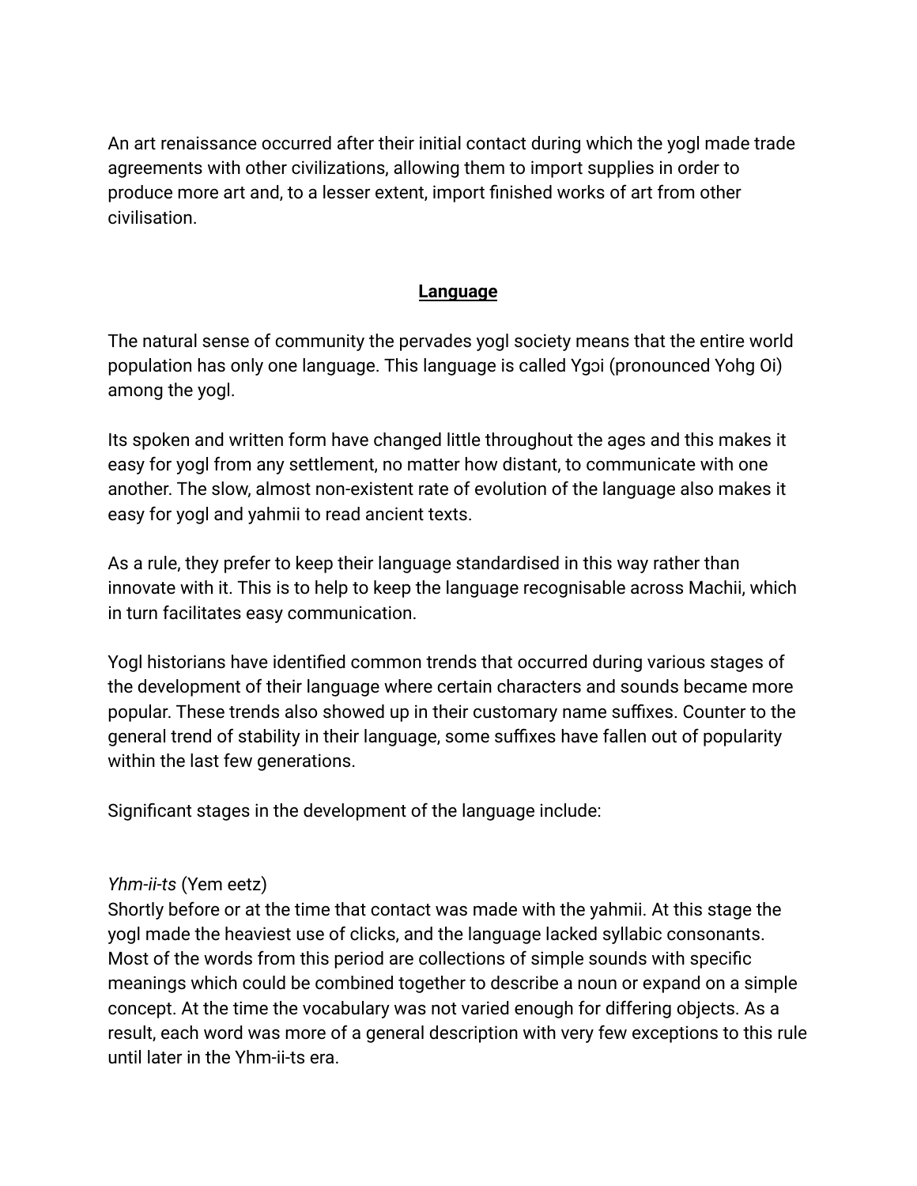An art renaissance occurred after their initial contact during which the yogl made trade agreements with other civilizations, allowing them to import supplies in order to produce more art and, to a lesser extent, import finished works of art from other civilisation.

## Language

The natural sense of community the pervades yogl society means that the entire world population has only one language. This language is called Ygɔi (pronounced Yohg Oi) among the yogl.

Its spoken and written form have changed little throughout the ages and this makes it easy for yogl from any settlement, no matter how distant, to communicate with one another. The slow, almost non-existent rate of evolution of the language also makes it easy for yogl and yahmii to read ancient texts.

As a rule, they prefer to keep their language standardised in this way rather than innovate with it. This is to help to keep the language recognisable across Machii, which in turn facilitates easy communication.

Yogl historians have identified common trends that occurred during various stages of the development of their language where certain characters and sounds became more popular. These trends also showed up in their customary name suffixes. Counter to the general trend of stability in their language, some suffixes have fallen out of popularity within the last few generations.

Significant stages in the development of the language include:

*Yhm-ii-ts* (Yem eetz)
Shortly before or at the time that contact was made with the yahmii. At this stage the yogl made the heaviest use of clicks, and the language lacked syllabic consonants. Most of the words from this period are collections of simple sounds with specific meanings which could be combined together to describe a noun or expand on a simple concept. At the time the vocabulary was not varied enough for differing objects. As a result, each word was more of a general description with very few exceptions to this rule until later in the Yhm-ii-ts era.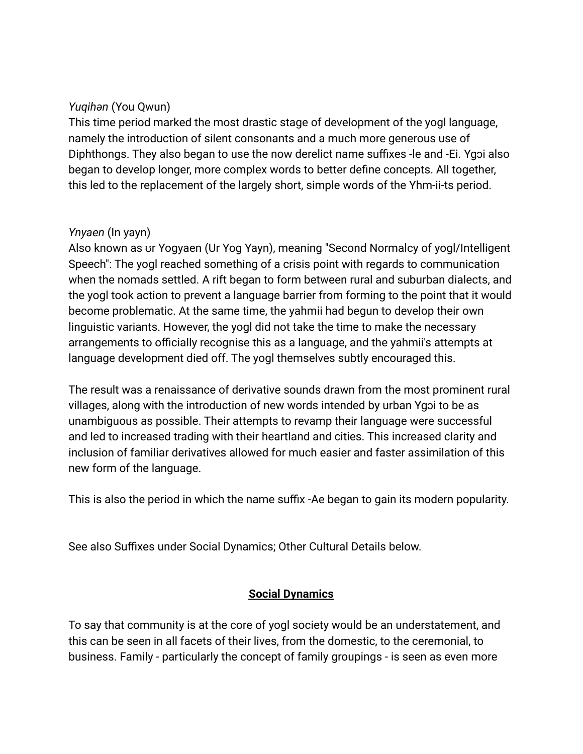*Yuqihən* (You Qwun)
This time period marked the most drastic stage of development of the yogl language, namely the introduction of silent consonants and a much more generous use of Diphthongs. They also began to use the now derelict name suffixes -Ie and -Ei. Ygɔi also began to develop longer, more complex words to better define concepts. All together, this led to the replacement of the largely short, simple words of the Yhm-ii-ts period.

*Ynyaen* (In yayn)
Also known as ʊr Yogyaen (Ur Yog Yayn), meaning "Second Normalcy of yogl/Intelligent Speech": The yogl reached something of a crisis point with regards to communication when the nomads settled. A rift began to form between rural and suburban dialects, and the yogl took action to prevent a language barrier from forming to the point that it would become problematic. At the same time, the yahmii had begun to develop their own linguistic variants. However, the yogl did not take the time to make the necessary arrangements to officially recognise this as a language, and the yahmii's attempts at language development died off. The yogl themselves subtly encouraged this.

The result was a renaissance of derivative sounds drawn from the most prominent rural villages, along with the introduction of new words intended by urban Ygɔi to be as unambiguous as possible. Their attempts to revamp their language were successful and led to increased trading with their heartland and cities. This increased clarity and inclusion of familiar derivatives allowed for much easier and faster assimilation of this new form of the language.

This is also the period in which the name suffix -Ae began to gain its modern popularity.

See also Suffixes under Social Dynamics; Other Cultural Details below.

## **Social Dynamics**

To say that community is at the core of yogl society would be an understatement, and this can be seen in all facets of their lives, from the domestic, to the ceremonial, to business. Family - particularly the concept of family groupings - is seen as even more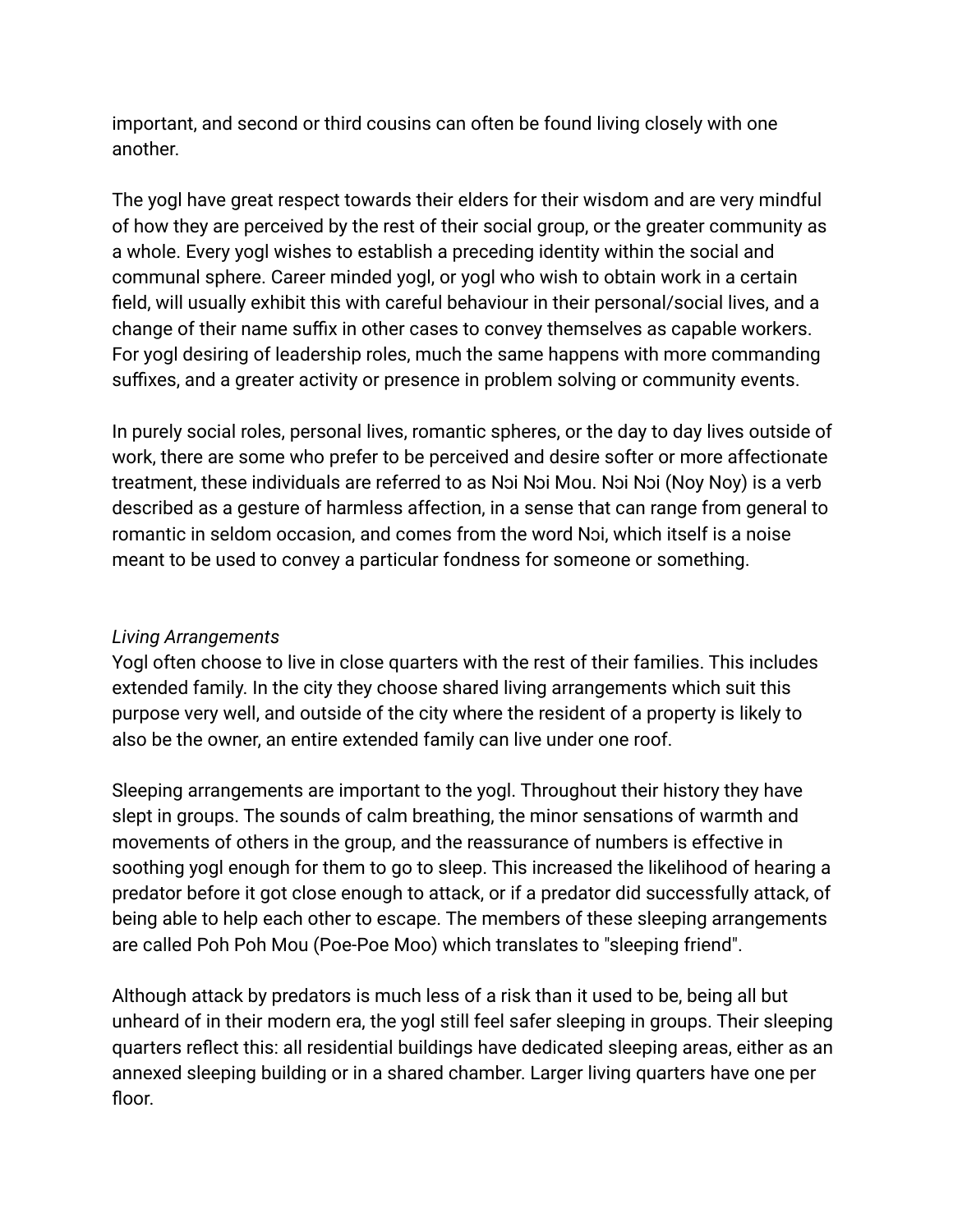important, and second or third cousins can often be found living closely with one another.

The yogl have great respect towards their elders for their wisdom and are very mindful of how they are perceived by the rest of their social group, or the greater community as a whole. Every yogl wishes to establish a preceding identity within the social and communal sphere. Career minded yogl, or yogl who wish to obtain work in a certain field, will usually exhibit this with careful behaviour in their personal/social lives, and a change of their name suffix in other cases to convey themselves as capable workers. For yogl desiring of leadership roles, much the same happens with more commanding suffixes, and a greater activity or presence in problem solving or community events.

In purely social roles, personal lives, romantic spheres, or the day to day lives outside of work, there are some who prefer to be perceived and desire softer or more affectionate treatment, these individuals are referred to as Nɔi Nɔi Mou. Nɔi Nɔi (Noy Noy) is a verb described as a gesture of harmless affection, in a sense that can range from general to romantic in seldom occasion, and comes from the word Nɔi, which itself is a noise meant to be used to convey a particular fondness for someone or something.

*Living Arrangements*

Yogl often choose to live in close quarters with the rest of their families. This includes extended family. In the city they choose shared living arrangements which suit this purpose very well, and outside of the city where the resident of a property is likely to also be the owner, an entire extended family can live under one roof.

Sleeping arrangements are important to the yogl. Throughout their history they have slept in groups. The sounds of calm breathing, the minor sensations of warmth and movements of others in the group, and the reassurance of numbers is effective in soothing yogl enough for them to go to sleep. This increased the likelihood of hearing a predator before it got close enough to attack, or if a predator did successfully attack, of being able to help each other to escape. The members of these sleeping arrangements are called Poh Poh Mou (Poe-Poe Moo) which translates to "sleeping friend".

Although attack by predators is much less of a risk than it used to be, being all but unheard of in their modern era, the yogl still feel safer sleeping in groups. Their sleeping quarters reflect this: all residential buildings have dedicated sleeping areas, either as an annexed sleeping building or in a shared chamber. Larger living quarters have one per floor.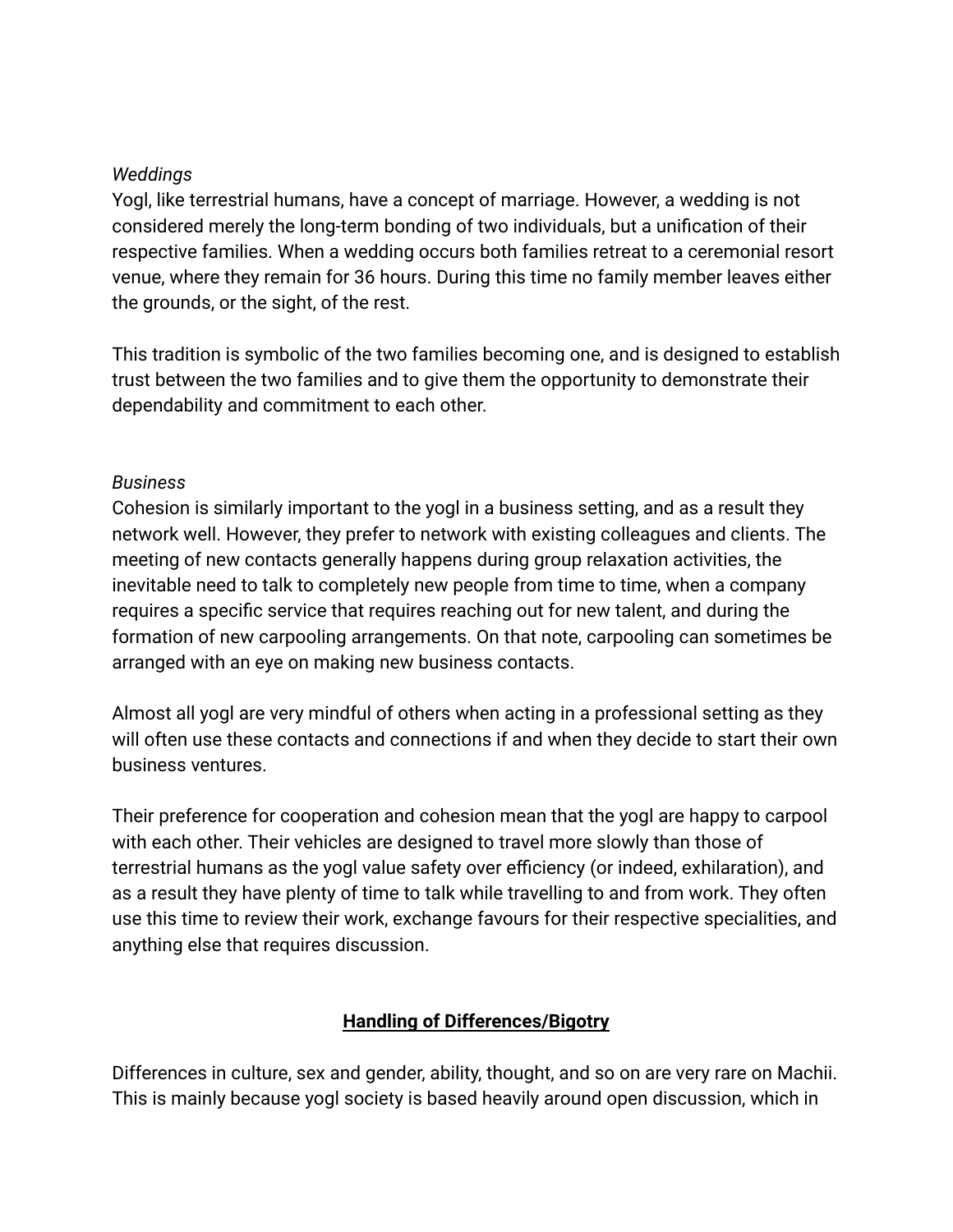*Weddings*

Yogl, like terrestrial humans, have a concept of marriage. However, a wedding is not considered merely the long-term bonding of two individuals, but a unification of their respective families. When a wedding occurs both families retreat to a ceremonial resort venue, where they remain for 36 hours. During this time no family member leaves either the grounds, or the sight, of the rest.

This tradition is symbolic of the two families becoming one, and is designed to establish trust between the two families and to give them the opportunity to demonstrate their dependability and commitment to each other.

*Business*

Cohesion is similarly important to the yogl in a business setting, and as a result they network well. However, they prefer to network with existing colleagues and clients. The meeting of new contacts generally happens during group relaxation activities, the inevitable need to talk to completely new people from time to time, when a company requires a specific service that requires reaching out for new talent, and during the formation of new carpooling arrangements. On that note, carpooling can sometimes be arranged with an eye on making new business contacts.

Almost all yogl are very mindful of others when acting in a professional setting as they will often use these contacts and connections if and when they decide to start their own business ventures.

Their preference for cooperation and cohesion mean that the yogl are happy to carpool with each other. Their vehicles are designed to travel more slowly than those of terrestrial humans as the yogl value safety over efficiency (or indeed, exhilaration), and as a result they have plenty of time to talk while travelling to and from work. They often use this time to review their work, exchange favours for their respective specialities, and anything else that requires discussion.

## **Handling of Differences/Bigotry**

Differences in culture, sex and gender, ability, thought, and so on are very rare on Machii. This is mainly because yogl society is based heavily around open discussion, which in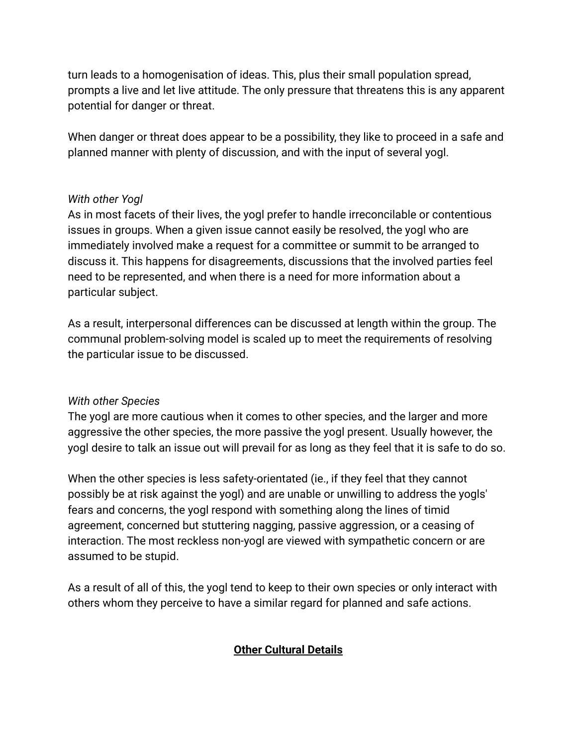turn leads to a homogenisation of ideas. This, plus their small population spread, prompts a live and let live attitude. The only pressure that threatens this is any apparent potential for danger or threat.

When danger or threat does appear to be a possibility, they like to proceed in a safe and planned manner with plenty of discussion, and with the input of several yogl.

*With other Yogl*

As in most facets of their lives, the yogl prefer to handle irreconcilable or contentious issues in groups. When a given issue cannot easily be resolved, the yogl who are immediately involved make a request for a committee or summit to be arranged to discuss it. This happens for disagreements, discussions that the involved parties feel need to be represented, and when there is a need for more information about a particular subject.

As a result, interpersonal differences can be discussed at length within the group. The communal problem-solving model is scaled up to meet the requirements of resolving the particular issue to be discussed.

*With other Species*

The yogl are more cautious when it comes to other species, and the larger and more aggressive the other species, the more passive the yogl present. Usually however, the yogl desire to talk an issue out will prevail for as long as they feel that it is safe to do so.

When the other species is less safety-orientated (ie., if they feel that they cannot possibly be at risk against the yogl) and are unable or unwilling to address the yogls' fears and concerns, the yogl respond with something along the lines of timid agreement, concerned but stuttering nagging, passive aggression, or a ceasing of interaction. The most reckless non-yogl are viewed with sympathetic concern or are assumed to be stupid.

As a result of all of this, the yogl tend to keep to their own species or only interact with others whom they perceive to have a similar regard for planned and safe actions.

## **Other Cultural Details**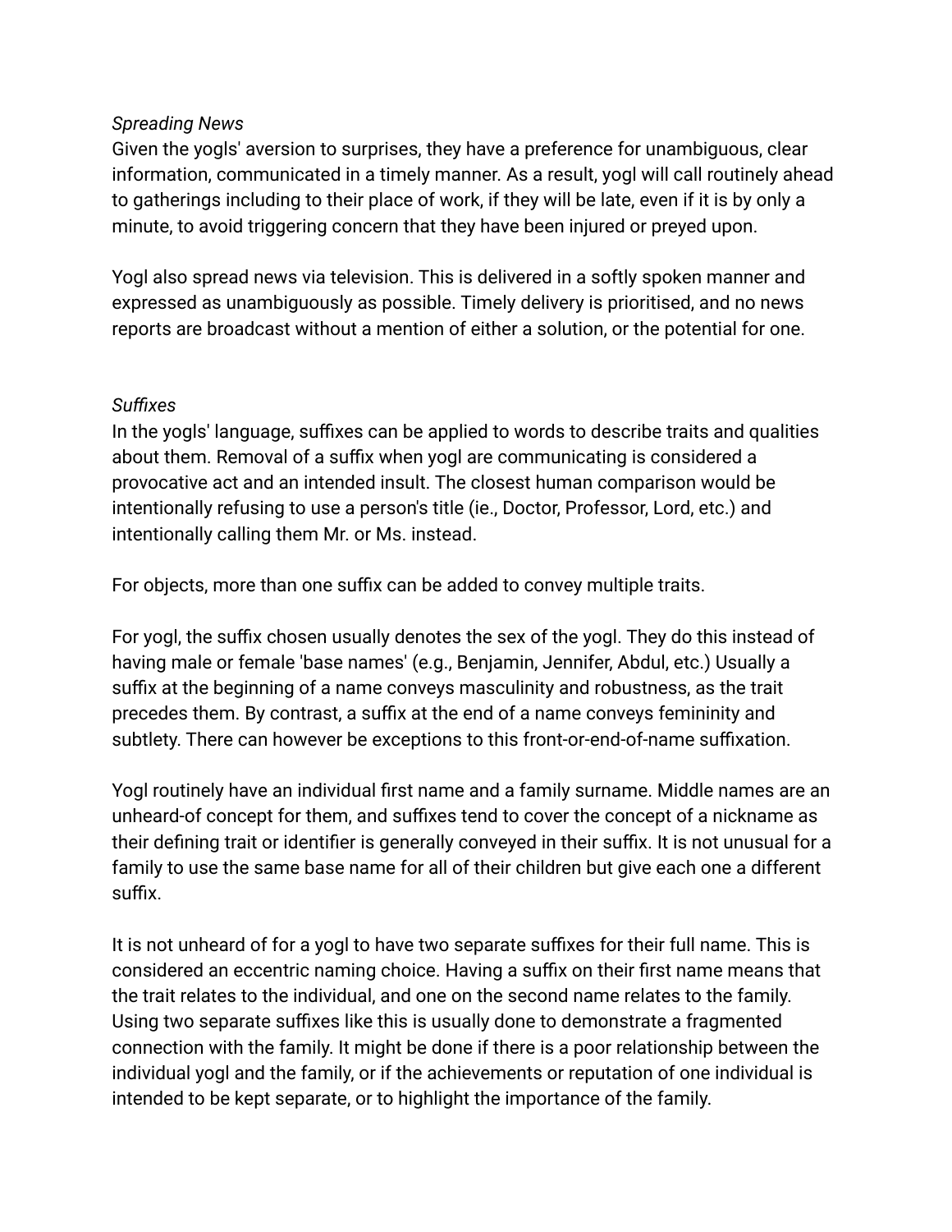*Spreading News*

Given the yogls' aversion to surprises, they have a preference for unambiguous, clear information, communicated in a timely manner. As a result, yogl will call routinely ahead to gatherings including to their place of work, if they will be late, even if it is by only a minute, to avoid triggering concern that they have been injured or preyed upon.

Yogl also spread news via television. This is delivered in a softly spoken manner and expressed as unambiguously as possible. Timely delivery is prioritised, and no news reports are broadcast without a mention of either a solution, or the potential for one.

*Suffixes*

In the yogls' language, suffixes can be applied to words to describe traits and qualities about them. Removal of a suffix when yogl are communicating is considered a provocative act and an intended insult. The closest human comparison would be intentionally refusing to use a person's title (ie., Doctor, Professor, Lord, etc.) and intentionally calling them Mr. or Ms. instead.

For objects, more than one suffix can be added to convey multiple traits.

For yogl, the suffix chosen usually denotes the sex of the yogl. They do this instead of having male or female 'base names' (e.g., Benjamin, Jennifer, Abdul, etc.) Usually a suffix at the beginning of a name conveys masculinity and robustness, as the trait precedes them. By contrast, a suffix at the end of a name conveys femininity and subtlety. There can however be exceptions to this front-or-end-of-name suffixation.

Yogl routinely have an individual first name and a family surname. Middle names are an unheard-of concept for them, and suffixes tend to cover the concept of a nickname as their defining trait or identifier is generally conveyed in their suffix. It is not unusual for a family to use the same base name for all of their children but give each one a different suffix.

It is not unheard of for a yogl to have two separate suffixes for their full name. This is considered an eccentric naming choice. Having a suffix on their first name means that the trait relates to the individual, and one on the second name relates to the family. Using two separate suffixes like this is usually done to demonstrate a fragmented connection with the family. It might be done if there is a poor relationship between the individual yogl and the family, or if the achievements or reputation of one individual is intended to be kept separate, or to highlight the importance of the family.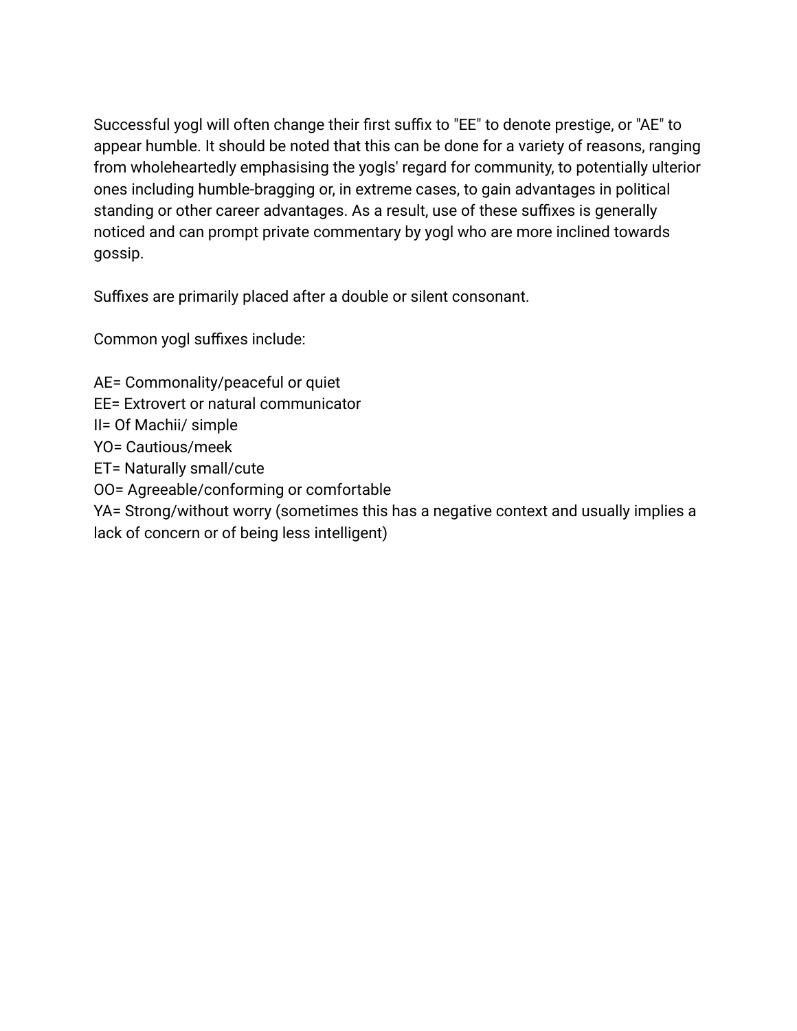Successful yogl will often change their first suffix to "EE" to denote prestige, or "AE" to appear humble. It should be noted that this can be done for a variety of reasons, ranging from wholeheartedly emphasising the yogls' regard for community, to potentially ulterior ones including humble-bragging or, in extreme cases, to gain advantages in political standing or other career advantages. As a result, use of these suffixes is generally noticed and can prompt private commentary by yogl who are more inclined towards gossip.

Suffixes are primarily placed after a double or silent consonant.

Common yogl suffixes include:

AE= Commonality/peaceful or quiet
EE= Extrovert or natural communicator
II= Of Machii/ simple
YO= Cautious/meek
ET= Naturally small/cute
OO= Agreeable/conforming or comfortable
YA= Strong/without worry (sometimes this has a negative context and usually implies a lack of concern or of being less intelligent)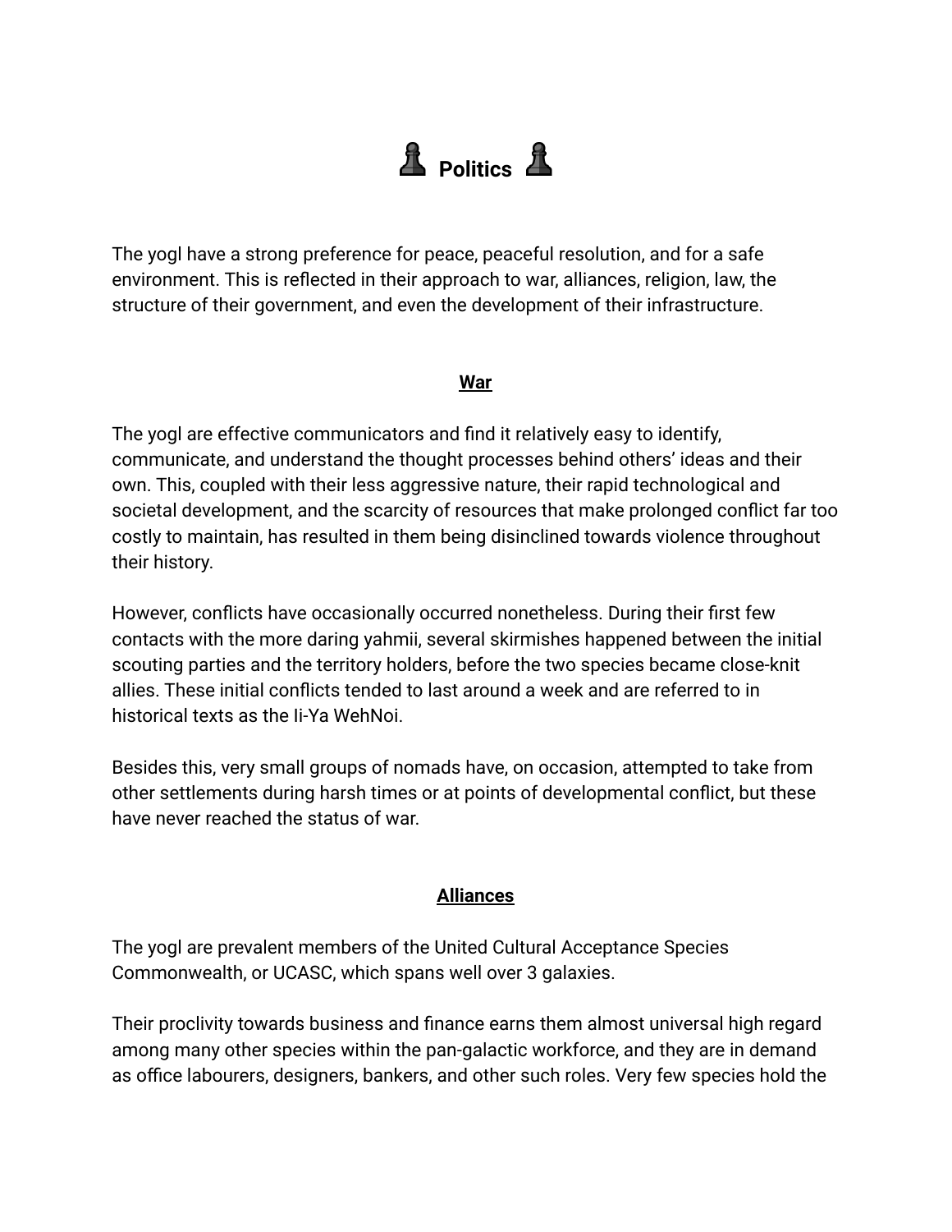# ♟ Politics ♟

The yogl have a strong preference for peace, peaceful resolution, and for a safe environment. This is reflected in their approach to war, alliances, religion, law, the structure of their government, and even the development of their infrastructure.

## War

The yogl are effective communicators and find it relatively easy to identify, communicate, and understand the thought processes behind others' ideas and their own. This, coupled with their less aggressive nature, their rapid technological and societal development, and the scarcity of resources that make prolonged conflict far too costly to maintain, has resulted in them being disinclined towards violence throughout their history.

However, conflicts have occasionally occurred nonetheless. During their first few contacts with the more daring yahmii, several skirmishes happened between the initial scouting parties and the territory holders, before the two species became close-knit allies. These initial conflicts tended to last around a week and are referred to in historical texts as the Ii-Ya WehNoi.

Besides this, very small groups of nomads have, on occasion, attempted to take from other settlements during harsh times or at points of developmental conflict, but these have never reached the status of war.

## Alliances

The yogl are prevalent members of the United Cultural Acceptance Species Commonwealth, or UCASC, which spans well over 3 galaxies.

Their proclivity towards business and finance earns them almost universal high regard among many other species within the pan-galactic workforce, and they are in demand as office labourers, designers, bankers, and other such roles. Very few species hold the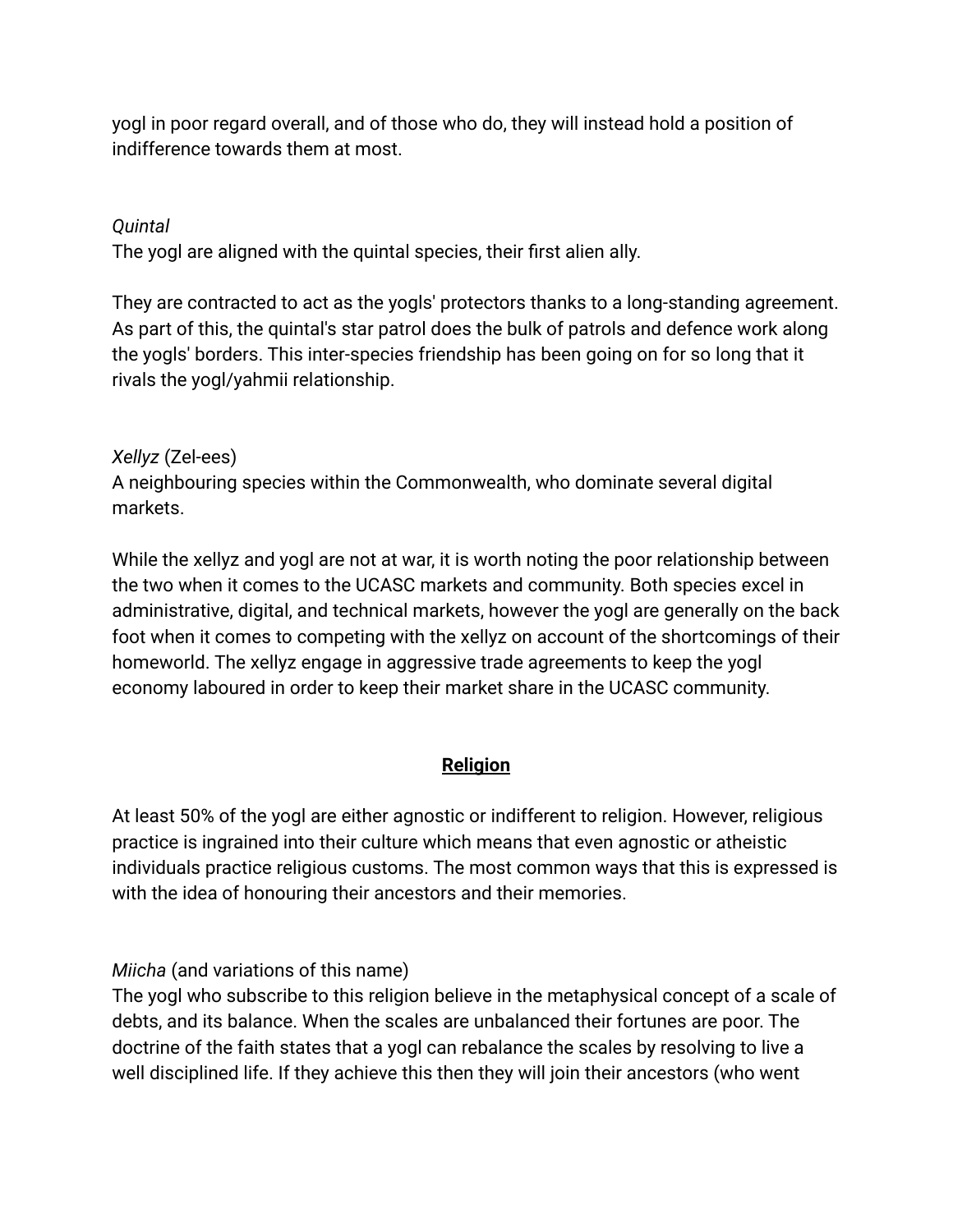yogl in poor regard overall, and of those who do, they will instead hold a position of indifference towards them at most.

*Quintal*
The yogl are aligned with the quintal species, their first alien ally.

They are contracted to act as the yogls' protectors thanks to a long-standing agreement. As part of this, the quintal's star patrol does the bulk of patrols and defence work along the yogls' borders. This inter-species friendship has been going on for so long that it rivals the yogl/yahmii relationship.

*Xellyz* (Zel-ees)
A neighbouring species within the Commonwealth, who dominate several digital markets.

While the xellyz and yogl are not at war, it is worth noting the poor relationship between the two when it comes to the UCASC markets and community. Both species excel in administrative, digital, and technical markets, however the yogl are generally on the back foot when it comes to competing with the xellyz on account of the shortcomings of their homeworld. The xellyz engage in aggressive trade agreements to keep the yogl economy laboured in order to keep their market share in the UCASC community.

## **Religion**

At least 50% of the yogl are either agnostic or indifferent to religion. However, religious practice is ingrained into their culture which means that even agnostic or atheistic individuals practice religious customs. The most common ways that this is expressed is with the idea of honouring their ancestors and their memories.

*Miicha* (and variations of this name)
The yogl who subscribe to this religion believe in the metaphysical concept of a scale of debts, and its balance. When the scales are unbalanced their fortunes are poor. The doctrine of the faith states that a yogl can rebalance the scales by resolving to live a well disciplined life. If they achieve this then they will join their ancestors (who went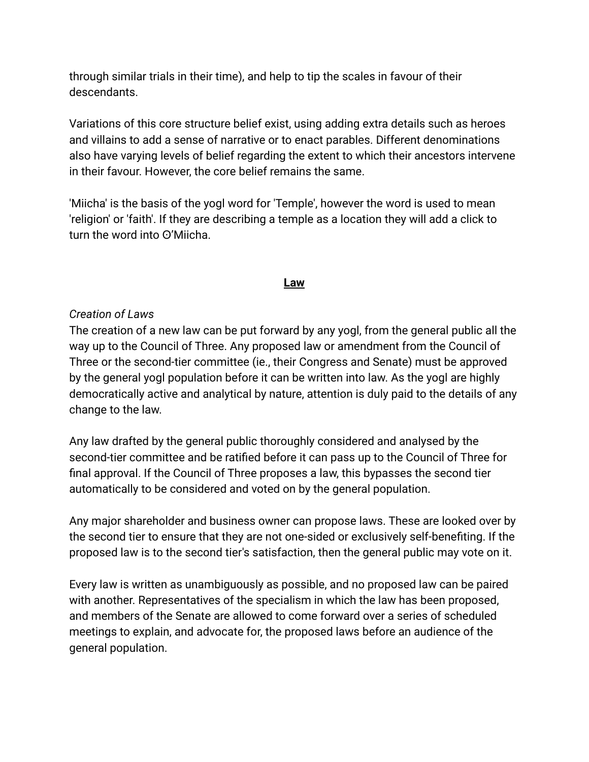through similar trials in their time), and help to tip the scales in favour of their descendants.

Variations of this core structure belief exist, using adding extra details such as heroes and villains to add a sense of narrative or to enact parables. Different denominations also have varying levels of belief regarding the extent to which their ancestors intervene in their favour. However, the core belief remains the same.

'Miicha' is the basis of the yogl word for 'Temple', however the word is used to mean 'religion' or 'faith'. If they are describing a temple as a location they will add a click to turn the word into ʘ'Miicha.

## **Law**

*Creation of Laws*

The creation of a new law can be put forward by any yogl, from the general public all the way up to the Council of Three. Any proposed law or amendment from the Council of Three or the second-tier committee (ie., their Congress and Senate) must be approved by the general yogl population before it can be written into law. As the yogl are highly democratically active and analytical by nature, attention is duly paid to the details of any change to the law.

Any law drafted by the general public thoroughly considered and analysed by the second-tier committee and be ratified before it can pass up to the Council of Three for final approval. If the Council of Three proposes a law, this bypasses the second tier automatically to be considered and voted on by the general population.

Any major shareholder and business owner can propose laws. These are looked over by the second tier to ensure that they are not one-sided or exclusively self-benefiting. If the proposed law is to the second tier's satisfaction, then the general public may vote on it.

Every law is written as unambiguously as possible, and no proposed law can be paired with another. Representatives of the specialism in which the law has been proposed, and members of the Senate are allowed to come forward over a series of scheduled meetings to explain, and advocate for, the proposed laws before an audience of the general population.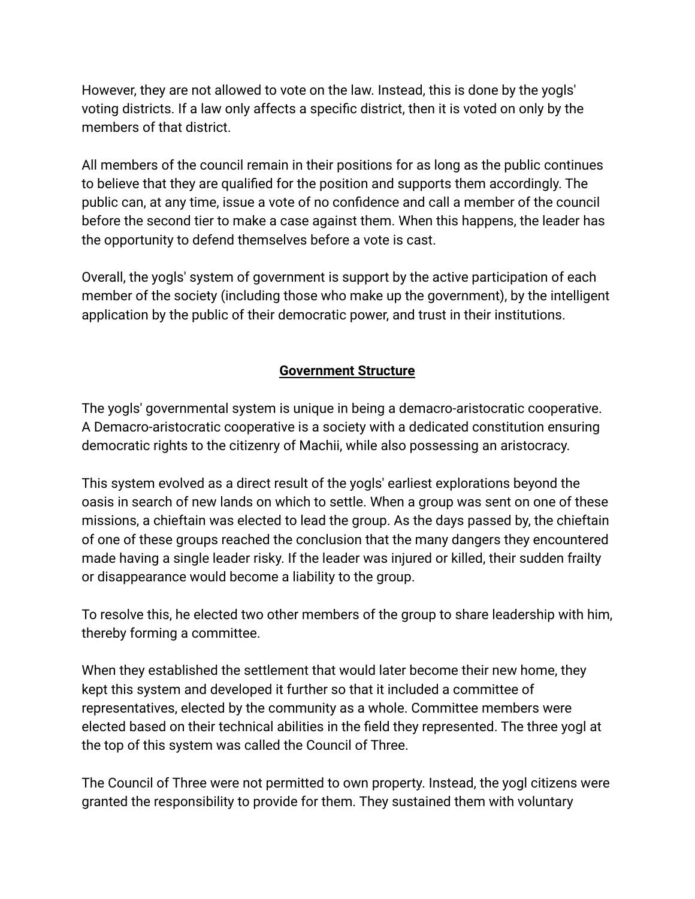However, they are not allowed to vote on the law. Instead, this is done by the yogls' voting districts. If a law only affects a specific district, then it is voted on only by the members of that district.

All members of the council remain in their positions for as long as the public continues to believe that they are qualified for the position and supports them accordingly. The public can, at any time, issue a vote of no confidence and call a member of the council before the second tier to make a case against them. When this happens, the leader has the opportunity to defend themselves before a vote is cast.

Overall, the yogls' system of government is support by the active participation of each member of the society (including those who make up the government), by the intelligent application by the public of their democratic power, and trust in their institutions.

## Government Structure

The yogls' governmental system is unique in being a demacro-aristocratic cooperative. A Demacro-aristocratic cooperative is a society with a dedicated constitution ensuring democratic rights to the citizenry of Machii, while also possessing an aristocracy.

This system evolved as a direct result of the yogls' earliest explorations beyond the oasis in search of new lands on which to settle. When a group was sent on one of these missions, a chieftain was elected to lead the group. As the days passed by, the chieftain of one of these groups reached the conclusion that the many dangers they encountered made having a single leader risky. If the leader was injured or killed, their sudden frailty or disappearance would become a liability to the group.

To resolve this, he elected two other members of the group to share leadership with him, thereby forming a committee.

When they established the settlement that would later become their new home, they kept this system and developed it further so that it included a committee of representatives, elected by the community as a whole. Committee members were elected based on their technical abilities in the field they represented. The three yogl at the top of this system was called the Council of Three.

The Council of Three were not permitted to own property. Instead, the yogl citizens were granted the responsibility to provide for them. They sustained them with voluntary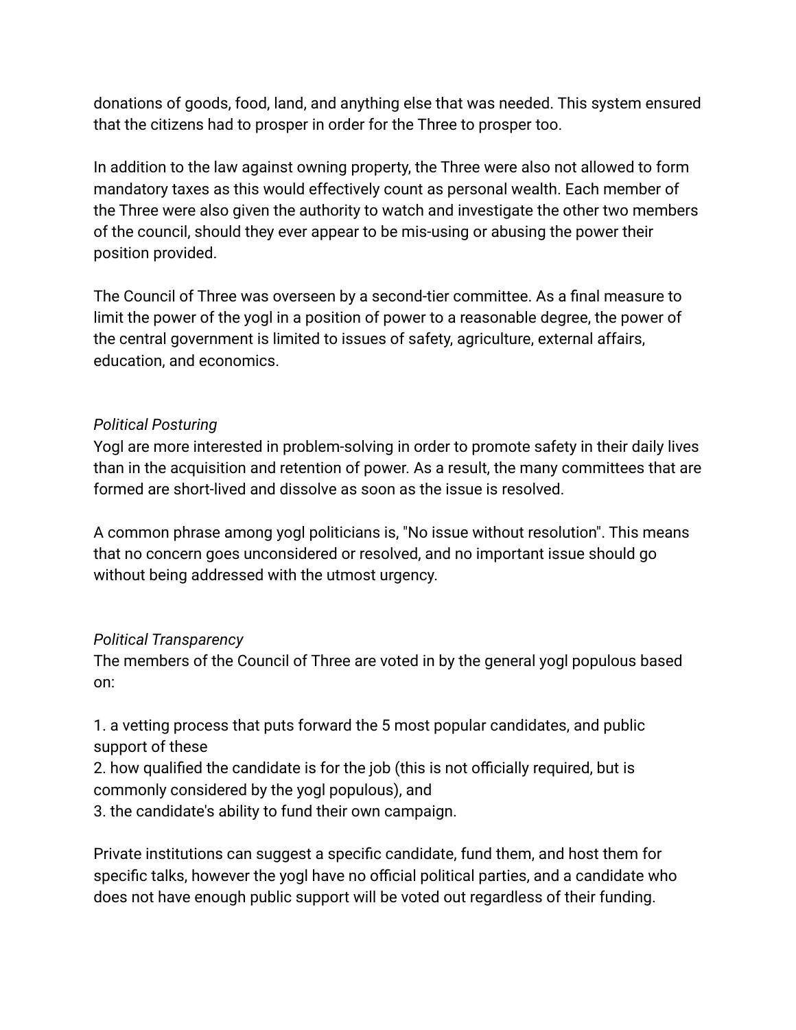donations of goods, food, land, and anything else that was needed. This system ensured that the citizens had to prosper in order for the Three to prosper too.

In addition to the law against owning property, the Three were also not allowed to form mandatory taxes as this would effectively count as personal wealth. Each member of the Three were also given the authority to watch and investigate the other two members of the council, should they ever appear to be mis-using or abusing the power their position provided.

The Council of Three was overseen by a second-tier committee. As a final measure to limit the power of the yogl in a position of power to a reasonable degree, the power of the central government is limited to issues of safety, agriculture, external affairs, education, and economics.

*Political Posturing*

Yogl are more interested in problem-solving in order to promote safety in their daily lives than in the acquisition and retention of power. As a result, the many committees that are formed are short-lived and dissolve as soon as the issue is resolved.

A common phrase among yogl politicians is, "No issue without resolution". This means that no concern goes unconsidered or resolved, and no important issue should go without being addressed with the utmost urgency.

*Political Transparency*

The members of the Council of Three are voted in by the general yogl populous based on:

1. a vetting process that puts forward the 5 most popular candidates, and public support of these
2. how qualified the candidate is for the job (this is not officially required, but is commonly considered by the yogl populous), and
3. the candidate's ability to fund their own campaign.

Private institutions can suggest a specific candidate, fund them, and host them for specific talks, however the yogl have no official political parties, and a candidate who does not have enough public support will be voted out regardless of their funding.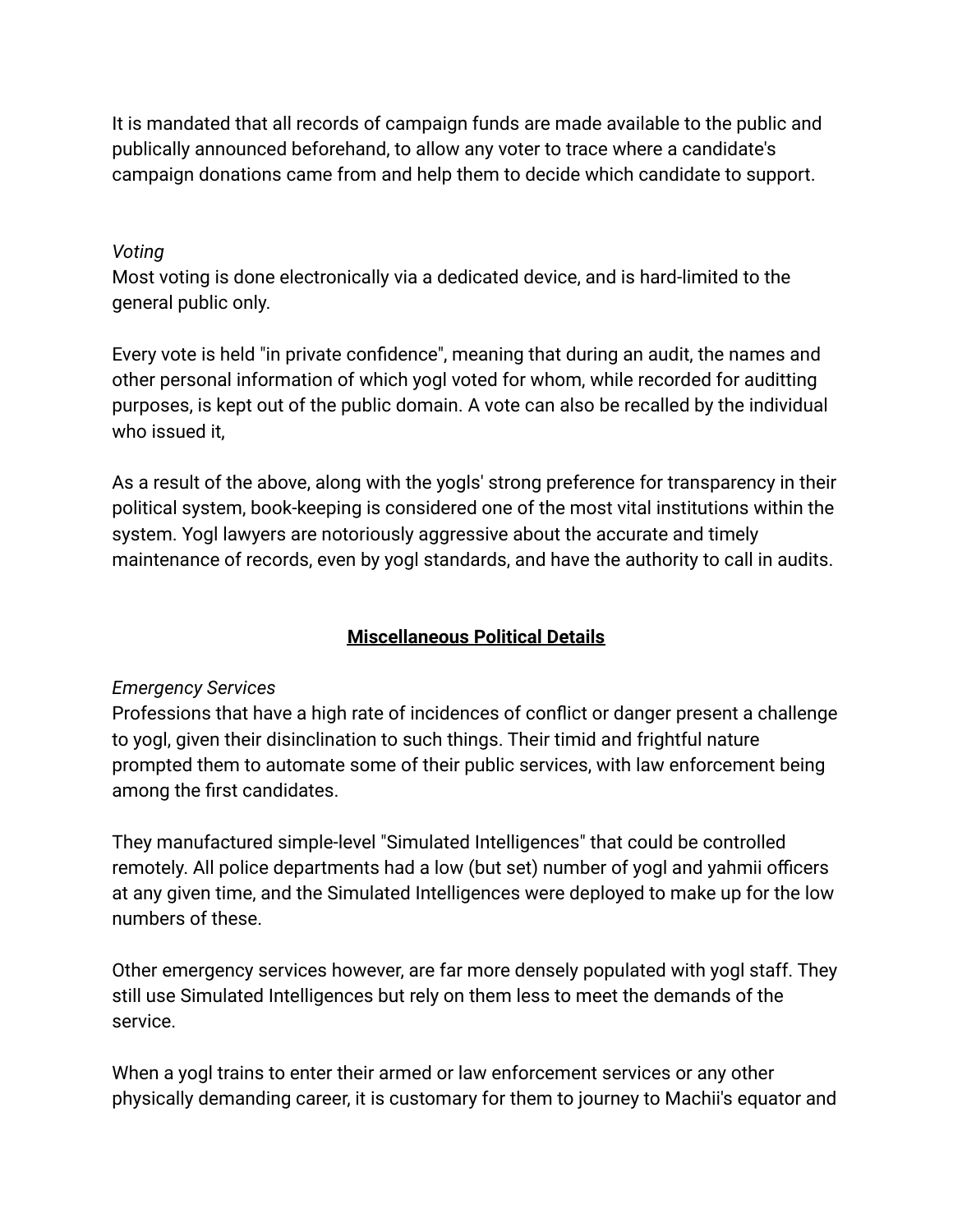It is mandated that all records of campaign funds are made available to the public and publically announced beforehand, to allow any voter to trace where a candidate's campaign donations came from and help them to decide which candidate to support.

*Voting*

Most voting is done electronically via a dedicated device, and is hard-limited to the general public only.

Every vote is held "in private confidence", meaning that during an audit, the names and other personal information of which yogl voted for whom, while recorded for auditting purposes, is kept out of the public domain. A vote can also be recalled by the individual who issued it,

As a result of the above, along with the yogls' strong preference for transparency in their political system, book-keeping is considered one of the most vital institutions within the system. Yogl lawyers are notoriously aggressive about the accurate and timely maintenance of records, even by yogl standards, and have the authority to call in audits.

## **Miscellaneous Political Details**

*Emergency Services*

Professions that have a high rate of incidences of conflict or danger present a challenge to yogl, given their disinclination to such things. Their timid and frightful nature prompted them to automate some of their public services, with law enforcement being among the first candidates.

They manufactured simple-level "Simulated Intelligences" that could be controlled remotely. All police departments had a low (but set) number of yogl and yahmii officers at any given time, and the Simulated Intelligences were deployed to make up for the low numbers of these.

Other emergency services however, are far more densely populated with yogl staff. They still use Simulated Intelligences but rely on them less to meet the demands of the service.

When a yogl trains to enter their armed or law enforcement services or any other physically demanding career, it is customary for them to journey to Machii's equator and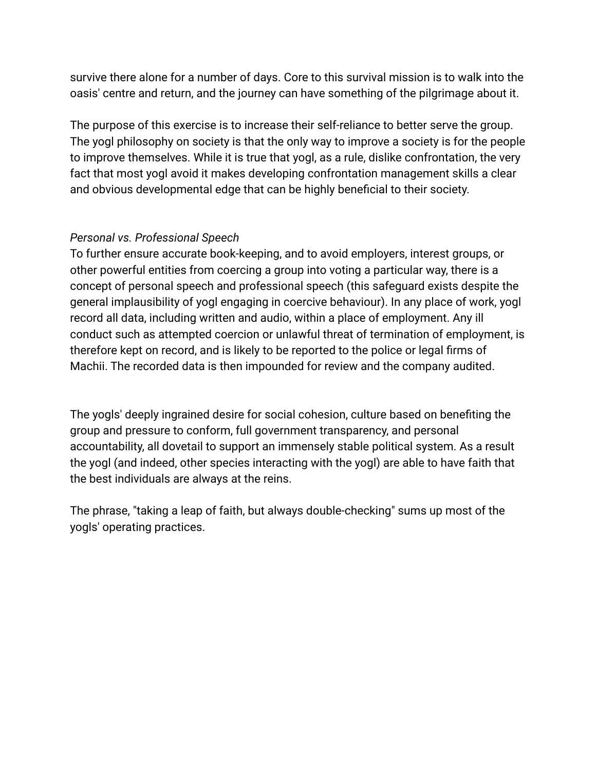survive there alone for a number of days. Core to this survival mission is to walk into the oasis' centre and return, and the journey can have something of the pilgrimage about it.

The purpose of this exercise is to increase their self-reliance to better serve the group. The yogl philosophy on society is that the only way to improve a society is for the people to improve themselves. While it is true that yogl, as a rule, dislike confrontation, the very fact that most yogl avoid it makes developing confrontation management skills a clear and obvious developmental edge that can be highly beneficial to their society.

*Personal vs. Professional Speech*

To further ensure accurate book-keeping, and to avoid employers, interest groups, or other powerful entities from coercing a group into voting a particular way, there is a concept of personal speech and professional speech (this safeguard exists despite the general implausibility of yogl engaging in coercive behaviour). In any place of work, yogl record all data, including written and audio, within a place of employment. Any ill conduct such as attempted coercion or unlawful threat of termination of employment, is therefore kept on record, and is likely to be reported to the police or legal firms of Machii. The recorded data is then impounded for review and the company audited.

The yogls' deeply ingrained desire for social cohesion, culture based on benefiting the group and pressure to conform, full government transparency, and personal accountability, all dovetail to support an immensely stable political system. As a result the yogl (and indeed, other species interacting with the yogl) are able to have faith that the best individuals are always at the reins.

The phrase, "taking a leap of faith, but always double-checking" sums up most of the yogls' operating practices.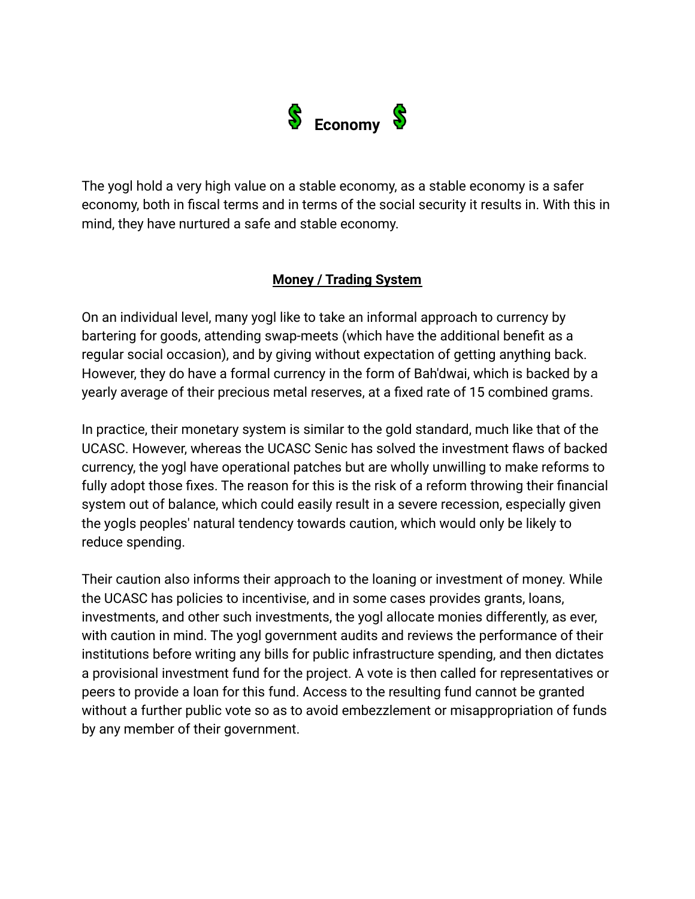# 💲 Economy 💲

The yogl hold a very high value on a stable economy, as a stable economy is a safer economy, both in fiscal terms and in terms of the social security it results in. With this in mind, they have nurtured a safe and stable economy.

## Money / Trading System

On an individual level, many yogl like to take an informal approach to currency by bartering for goods, attending swap-meets (which have the additional benefit as a regular social occasion), and by giving without expectation of getting anything back. However, they do have a formal currency in the form of Bah'dwai, which is backed by a yearly average of their precious metal reserves, at a fixed rate of 15 combined grams.

In practice, their monetary system is similar to the gold standard, much like that of the UCASC. However, whereas the UCASC Senic has solved the investment flaws of backed currency, the yogl have operational patches but are wholly unwilling to make reforms to fully adopt those fixes. The reason for this is the risk of a reform throwing their financial system out of balance, which could easily result in a severe recession, especially given the yogls peoples' natural tendency towards caution, which would only be likely to reduce spending.

Their caution also informs their approach to the loaning or investment of money. While the UCASC has policies to incentivise, and in some cases provides grants, loans, investments, and other such investments, the yogl allocate monies differently, as ever, with caution in mind. The yogl government audits and reviews the performance of their institutions before writing any bills for public infrastructure spending, and then dictates a provisional investment fund for the project. A vote is then called for representatives or peers to provide a loan for this fund. Access to the resulting fund cannot be granted without a further public vote so as to avoid embezzlement or misappropriation of funds by any member of their government.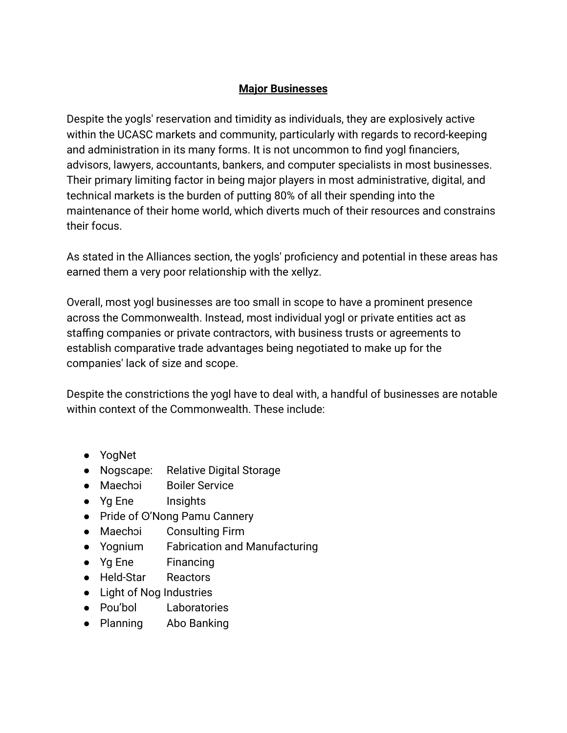## Major Businesses

Despite the yogls' reservation and timidity as individuals, they are explosively active within the UCASC markets and community, particularly with regards to record-keeping and administration in its many forms. It is not uncommon to find yogl financiers, advisors, lawyers, accountants, bankers, and computer specialists in most businesses. Their primary limiting factor in being major players in most administrative, digital, and technical markets is the burden of putting 80% of all their spending into the maintenance of their home world, which diverts much of their resources and constrains their focus.

As stated in the Alliances section, the yogls' proficiency and potential in these areas has earned them a very poor relationship with the xellyz.

Overall, most yogl businesses are too small in scope to have a prominent presence across the Commonwealth. Instead, most individual yogl or private entities act as staffing companies or private contractors, with business trusts or agreements to establish comparative trade advantages being negotiated to make up for the companies' lack of size and scope.

Despite the constrictions the yogl have to deal with, a handful of businesses are notable within context of the Commonwealth. These include:

- YogNet
- Nogscape: Relative Digital Storage
- Maechɔi Boiler Service
- Yg Ene Insights
- Pride of ʘ'Nong Pamu Cannery
- Maechɔi Consulting Firm
- Yognium Fabrication and Manufacturing
- Yg Ene Financing
- Held-Star Reactors
- Light of Nog Industries
- Pou'bol Laboratories
- Planning Abo Banking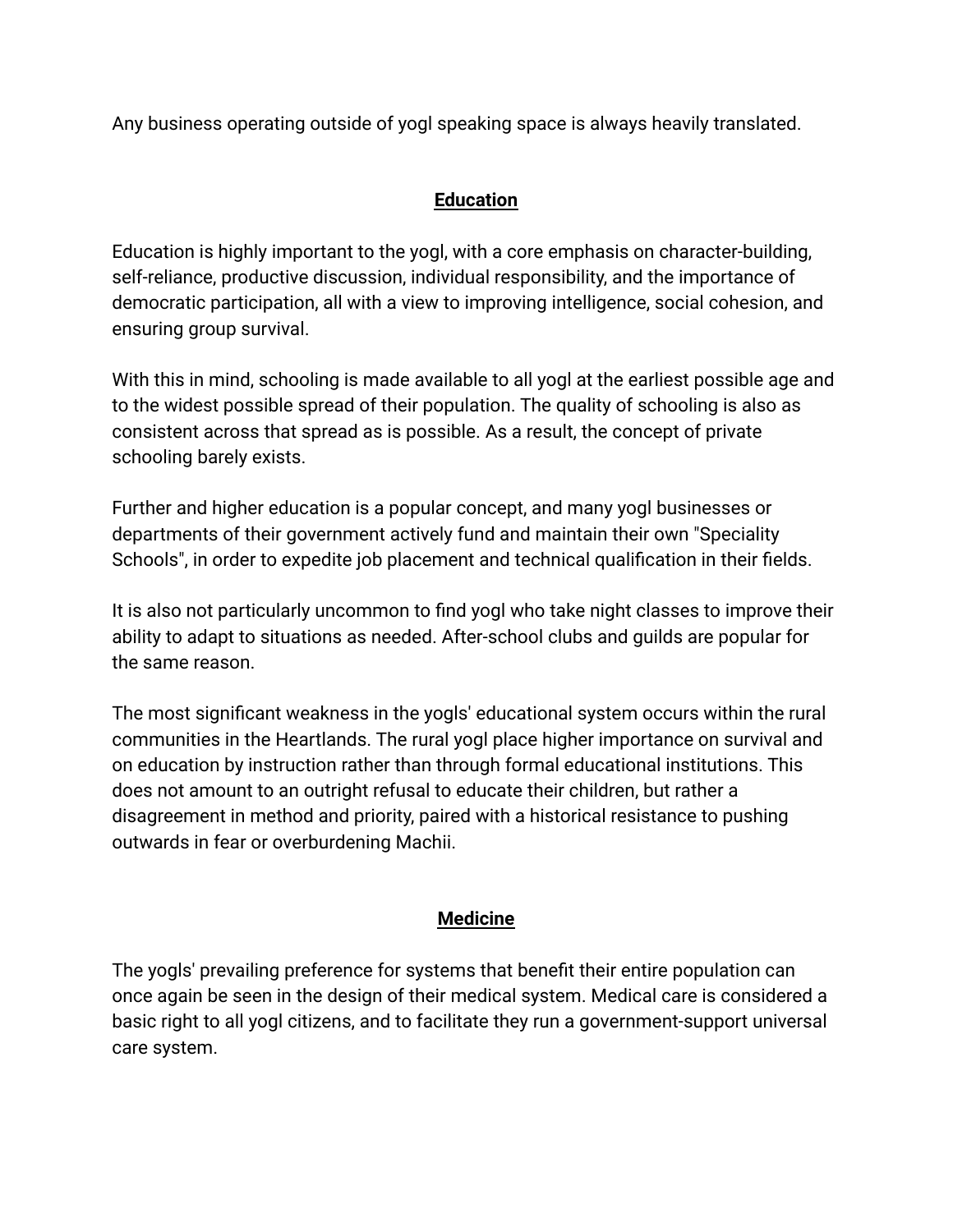Any business operating outside of yogl speaking space is always heavily translated.

## Education

Education is highly important to the yogl, with a core emphasis on character-building, self-reliance, productive discussion, individual responsibility, and the importance of democratic participation, all with a view to improving intelligence, social cohesion, and ensuring group survival.

With this in mind, schooling is made available to all yogl at the earliest possible age and to the widest possible spread of their population. The quality of schooling is also as consistent across that spread as is possible. As a result, the concept of private schooling barely exists.

Further and higher education is a popular concept, and many yogl businesses or departments of their government actively fund and maintain their own "Speciality Schools", in order to expedite job placement and technical qualification in their fields.

It is also not particularly uncommon to find yogl who take night classes to improve their ability to adapt to situations as needed. After-school clubs and guilds are popular for the same reason.

The most significant weakness in the yogls' educational system occurs within the rural communities in the Heartlands. The rural yogl place higher importance on survival and on education by instruction rather than through formal educational institutions. This does not amount to an outright refusal to educate their children, but rather a disagreement in method and priority, paired with a historical resistance to pushing outwards in fear or overburdening Machii.

## Medicine

The yogls' prevailing preference for systems that benefit their entire population can once again be seen in the design of their medical system. Medical care is considered a basic right to all yogl citizens, and to facilitate they run a government-support universal care system.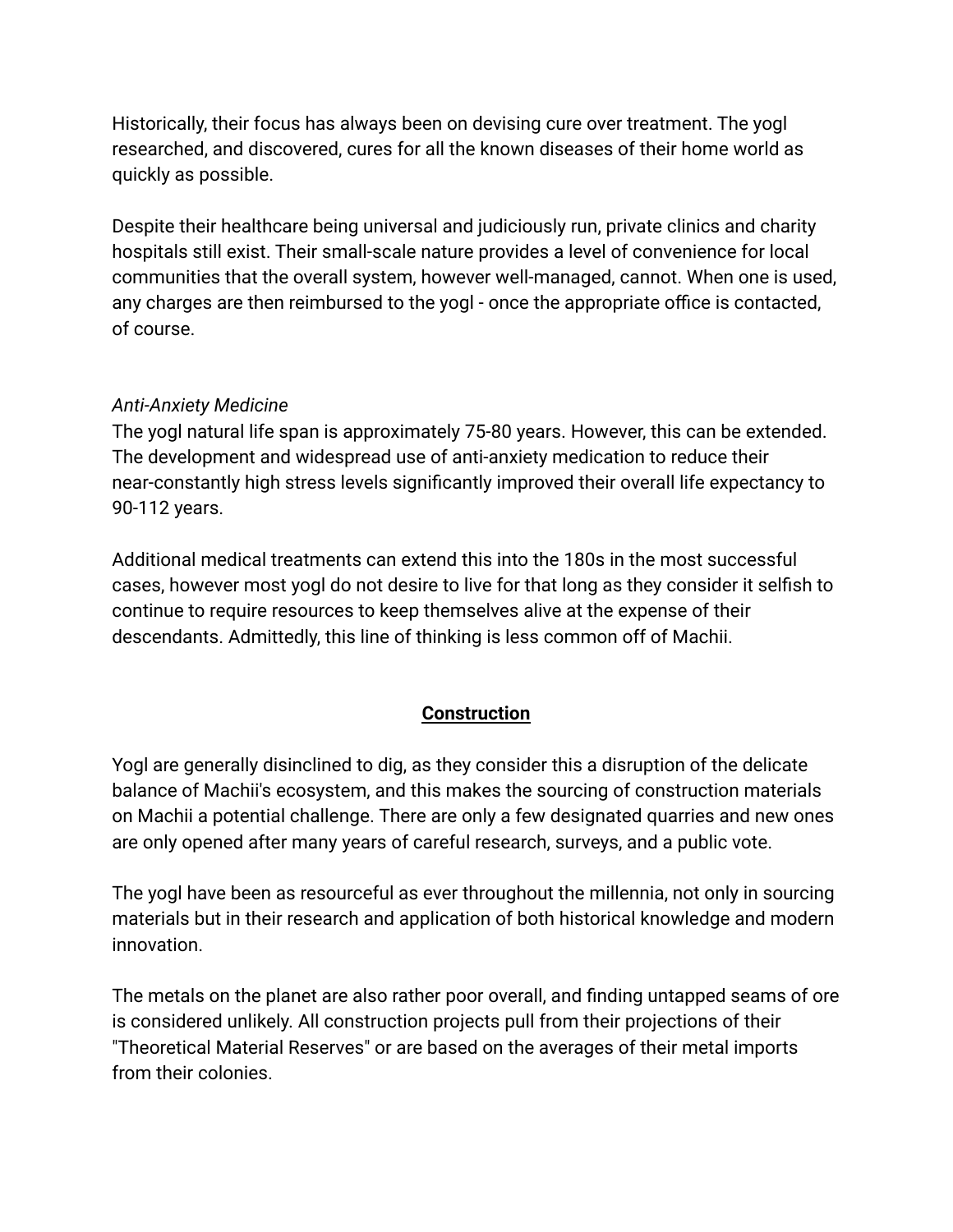Historically, their focus has always been on devising cure over treatment. The yogl researched, and discovered, cures for all the known diseases of their home world as quickly as possible.

Despite their healthcare being universal and judiciously run, private clinics and charity hospitals still exist. Their small-scale nature provides a level of convenience for local communities that the overall system, however well-managed, cannot. When one is used, any charges are then reimbursed to the yogl - once the appropriate office is contacted, of course.

*Anti-Anxiety Medicine*

The yogl natural life span is approximately 75-80 years. However, this can be extended. The development and widespread use of anti-anxiety medication to reduce their near-constantly high stress levels significantly improved their overall life expectancy to 90-112 years.

Additional medical treatments can extend this into the 180s in the most successful cases, however most yogl do not desire to live for that long as they consider it selfish to continue to require resources to keep themselves alive at the expense of their descendants. Admittedly, this line of thinking is less common off of Machii.

## Construction

Yogl are generally disinclined to dig, as they consider this a disruption of the delicate balance of Machii's ecosystem, and this makes the sourcing of construction materials on Machii a potential challenge. There are only a few designated quarries and new ones are only opened after many years of careful research, surveys, and a public vote.

The yogl have been as resourceful as ever throughout the millennia, not only in sourcing materials but in their research and application of both historical knowledge and modern innovation.

The metals on the planet are also rather poor overall, and finding untapped seams of ore is considered unlikely. All construction projects pull from their projections of their "Theoretical Material Reserves" or are based on the averages of their metal imports from their colonies.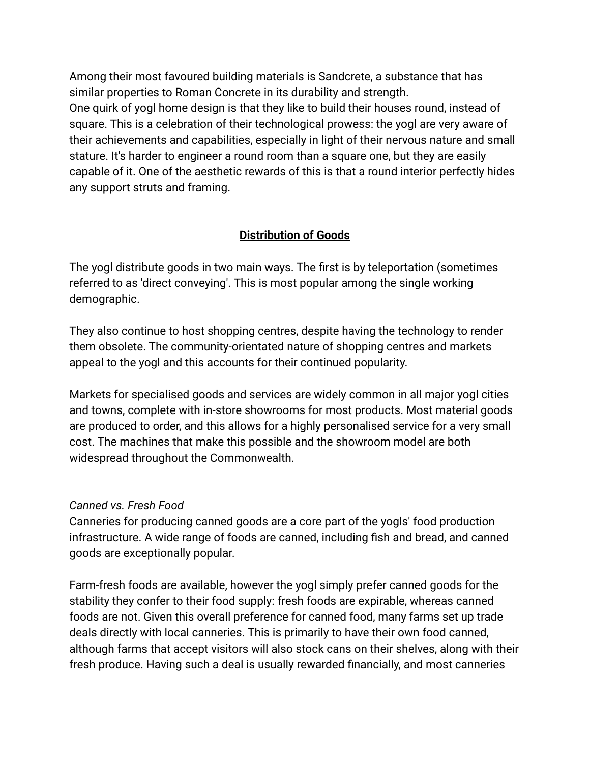Among their most favoured building materials is Sandcrete, a substance that has similar properties to Roman Concrete in its durability and strength.
One quirk of yogl home design is that they like to build their houses round, instead of square. This is a celebration of their technological prowess: the yogl are very aware of their achievements and capabilities, especially in light of their nervous nature and small stature. It's harder to engineer a round room than a square one, but they are easily capable of it. One of the aesthetic rewards of this is that a round interior perfectly hides any support struts and framing.

## **Distribution of Goods**

The yogl distribute goods in two main ways. The first is by teleportation (sometimes referred to as 'direct conveying'. This is most popular among the single working demographic.

They also continue to host shopping centres, despite having the technology to render them obsolete. The community-orientated nature of shopping centres and markets appeal to the yogl and this accounts for their continued popularity.

Markets for specialised goods and services are widely common in all major yogl cities and towns, complete with in-store showrooms for most products. Most material goods are produced to order, and this allows for a highly personalised service for a very small cost. The machines that make this possible and the showroom model are both widespread throughout the Commonwealth.

*Canned vs. Fresh Food*

Canneries for producing canned goods are a core part of the yogls' food production infrastructure. A wide range of foods are canned, including fish and bread, and canned goods are exceptionally popular.

Farm-fresh foods are available, however the yogl simply prefer canned goods for the stability they confer to their food supply: fresh foods are expirable, whereas canned foods are not. Given this overall preference for canned food, many farms set up trade deals directly with local canneries. This is primarily to have their own food canned, although farms that accept visitors will also stock cans on their shelves, along with their fresh produce. Having such a deal is usually rewarded financially, and most canneries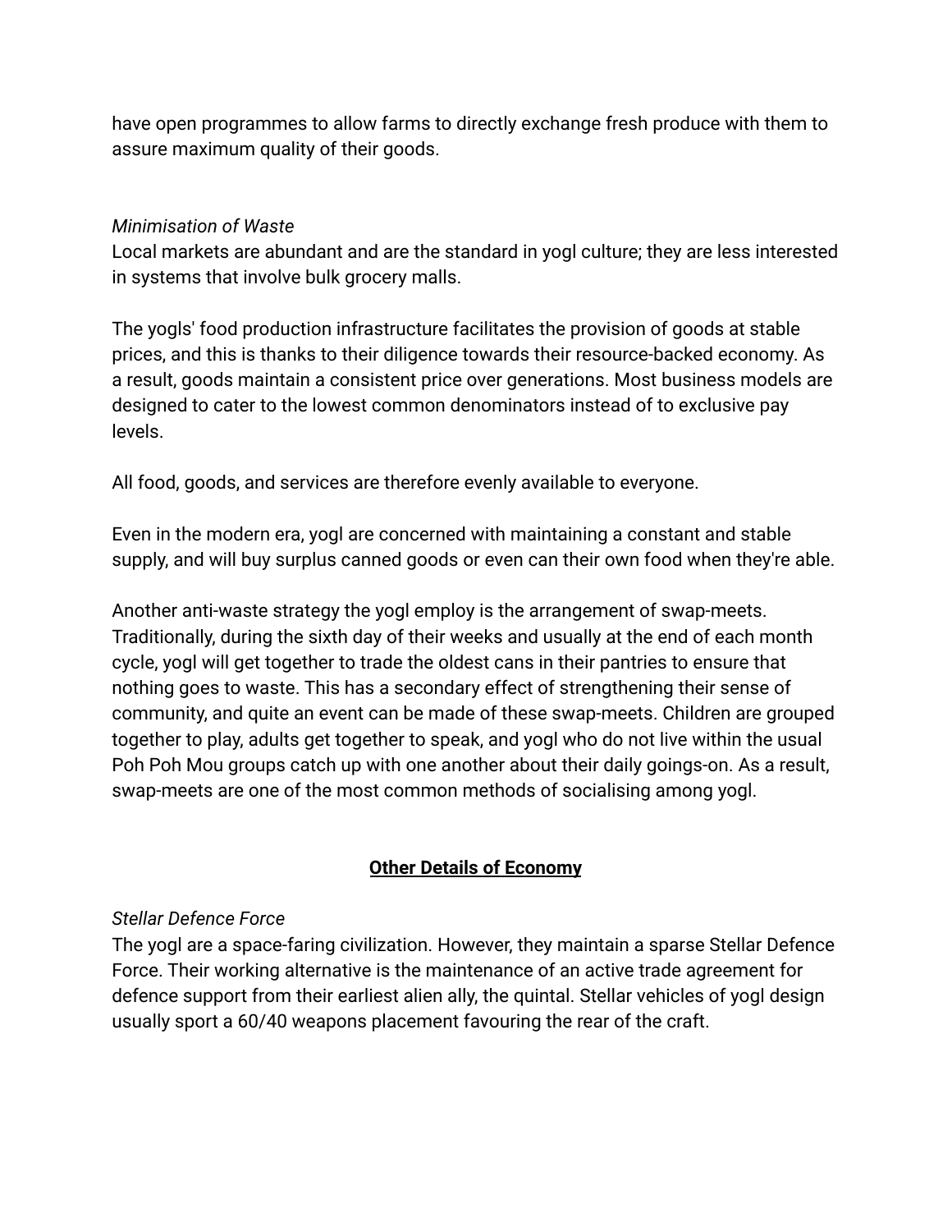have open programmes to allow farms to directly exchange fresh produce with them to assure maximum quality of their goods.

*Minimisation of Waste*
Local markets are abundant and are the standard in yogl culture; they are less interested in systems that involve bulk grocery malls.

The yogls' food production infrastructure facilitates the provision of goods at stable prices, and this is thanks to their diligence towards their resource-backed economy. As a result, goods maintain a consistent price over generations. Most business models are designed to cater to the lowest common denominators instead of to exclusive pay levels.

All food, goods, and services are therefore evenly available to everyone.

Even in the modern era, yogl are concerned with maintaining a constant and stable supply, and will buy surplus canned goods or even can their own food when they're able.

Another anti-waste strategy the yogl employ is the arrangement of swap-meets. Traditionally, during the sixth day of their weeks and usually at the end of each month cycle, yogl will get together to trade the oldest cans in their pantries to ensure that nothing goes to waste. This has a secondary effect of strengthening their sense of community, and quite an event can be made of these swap-meets. Children are grouped together to play, adults get together to speak, and yogl who do not live within the usual Poh Poh Mou groups catch up with one another about their daily goings-on. As a result, swap-meets are one of the most common methods of socialising among yogl.

## Other Details of Economy

*Stellar Defence Force*
The yogl are a space-faring civilization. However, they maintain a sparse Stellar Defence Force. Their working alternative is the maintenance of an active trade agreement for defence support from their earliest alien ally, the quintal. Stellar vehicles of yogl design usually sport a 60/40 weapons placement favouring the rear of the craft.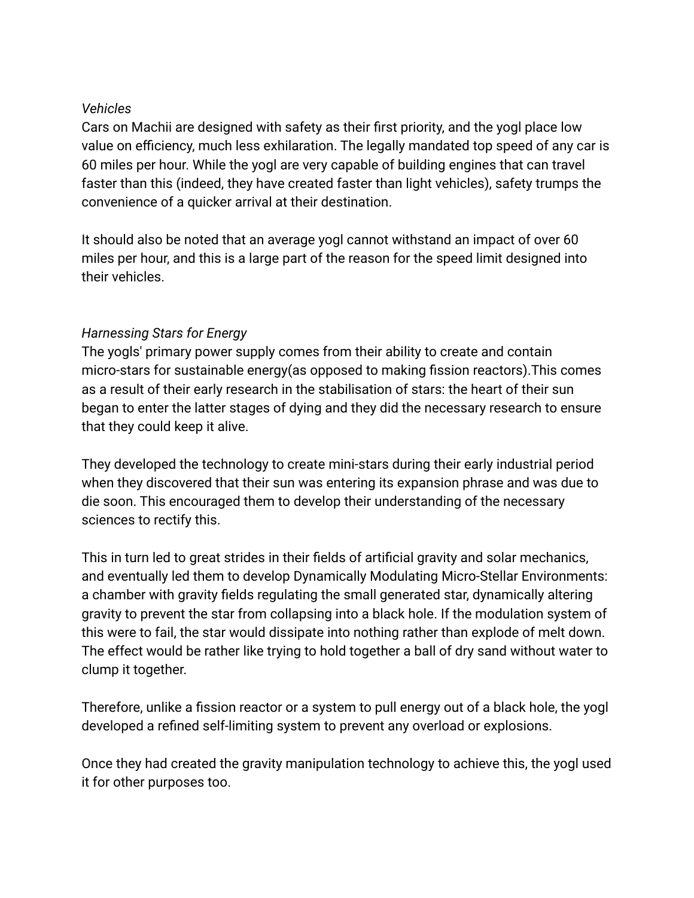*Vehicles*
Cars on Machii are designed with safety as their first priority, and the yogl place low value on efficiency, much less exhilaration. The legally mandated top speed of any car is 60 miles per hour. While the yogl are very capable of building engines that can travel faster than this (indeed, they have created faster than light vehicles), safety trumps the convenience of a quicker arrival at their destination.

It should also be noted that an average yogl cannot withstand an impact of over 60 miles per hour, and this is a large part of the reason for the speed limit designed into their vehicles.

*Harnessing Stars for Energy*
The yogls' primary power supply comes from their ability to create and contain micro-stars for sustainable energy(as opposed to making fission reactors).This comes as a result of their early research in the stabilisation of stars: the heart of their sun began to enter the latter stages of dying and they did the necessary research to ensure that they could keep it alive.

They developed the technology to create mini-stars during their early industrial period when they discovered that their sun was entering its expansion phrase and was due to die soon. This encouraged them to develop their understanding of the necessary sciences to rectify this.

This in turn led to great strides in their fields of artificial gravity and solar mechanics, and eventually led them to develop Dynamically Modulating Micro-Stellar Environments: a chamber with gravity fields regulating the small generated star, dynamically altering gravity to prevent the star from collapsing into a black hole. If the modulation system of this were to fail, the star would dissipate into nothing rather than explode of melt down. The effect would be rather like trying to hold together a ball of dry sand without water to clump it together.

Therefore, unlike a fission reactor or a system to pull energy out of a black hole, the yogl developed a refined self-limiting system to prevent any overload or explosions.

Once they had created the gravity manipulation technology to achieve this, the yogl used it for other purposes too.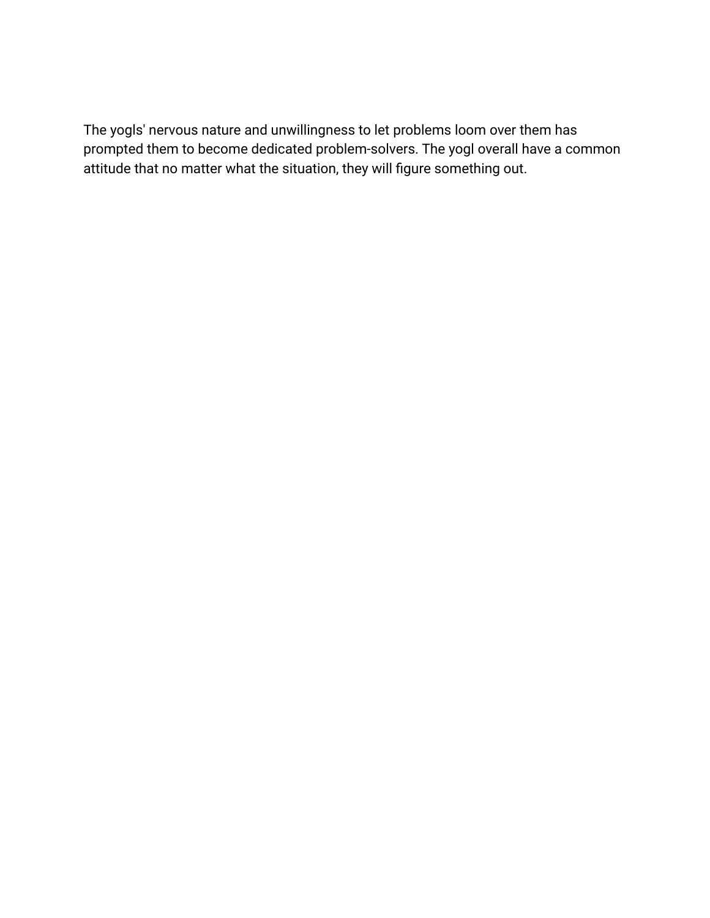The yogls' nervous nature and unwillingness to let problems loom over them has prompted them to become dedicated problem-solvers. The yogl overall have a common attitude that no matter what the situation, they will figure something out.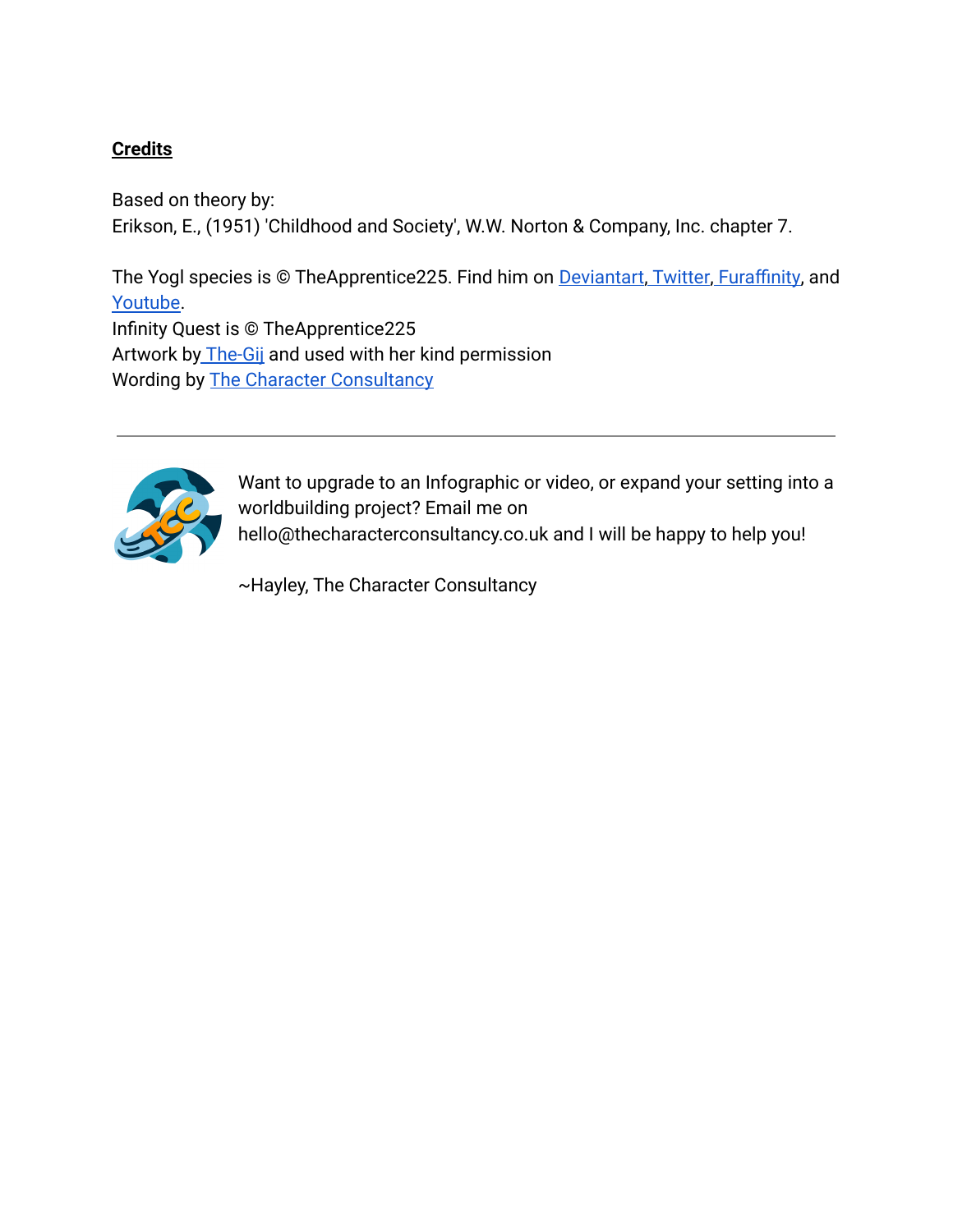**Credits**

Based on theory by:
Erikson, E., (1951) 'Childhood and Society', W.W. Norton & Company, Inc. chapter 7.

The Yogl species is © TheApprentice225. Find him on Deviantart, Twitter, Furaffinity, and Youtube.
Infinity Quest is © TheApprentice225
Artwork by The-Gij and used with her kind permission
Wording by The Character Consultancy

---

Want to upgrade to an Infographic or video, or expand your setting into a worldbuilding project? Email me on hello@thecharacterconsultancy.co.uk and I will be happy to help you!

~Hayley, The Character Consultancy